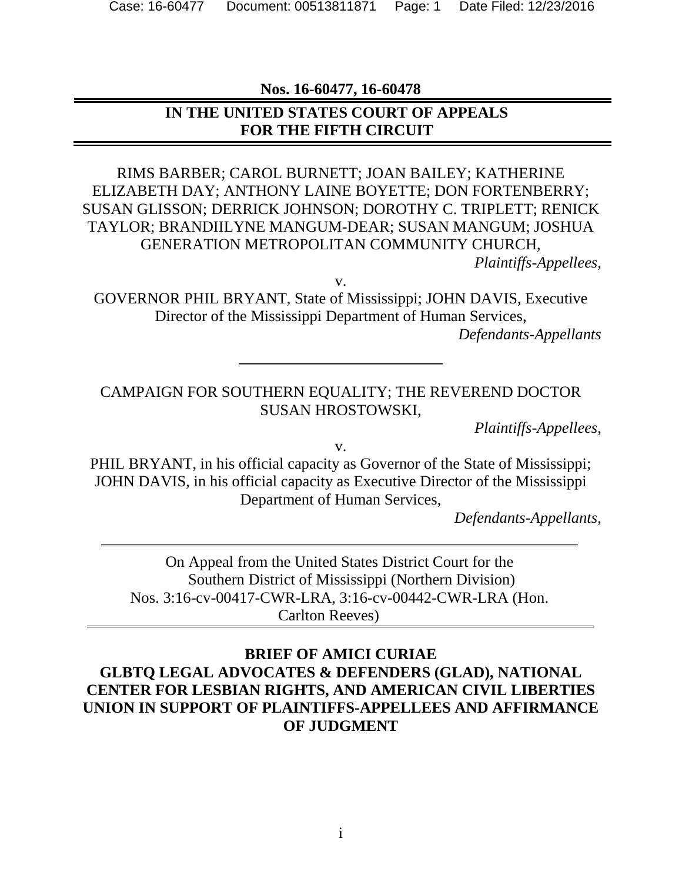**Nos. 16-60477, 16-60478**

**IN THE UNITED STATES COURT OF APPEALS FOR THE FIFTH CIRCUIT**

RIMS BARBER; CAROL BURNETT; JOAN BAILEY; KATHERINE ELIZABETH DAY; ANTHONY LAINE BOYETTE; DON FORTENBERRY; SUSAN GLISSON; DERRICK JOHNSON; DOROTHY C. TRIPLETT; RENICK TAYLOR; BRANDIILYNE MANGUM-DEAR; SUSAN MANGUM; JOSHUA GENERATION METROPOLITAN COMMUNITY CHURCH,

*Plaintiffs-Appellees,*

v.

GOVERNOR PHIL BRYANT, State of Mississippi; JOHN DAVIS, Executive Director of the Mississippi Department of Human Services,

*Defendants-Appellants*

---

CAMPAIGN FOR SOUTHERN EQUALITY; THE REVEREND DOCTOR SUSAN HROSTOWSKI,

*Plaintiffs-Appellees,*

v.

PHIL BRYANT, in his official capacity as Governor of the State of Mississippi; JOHN DAVIS, in his official capacity as Executive Director of the Mississippi Department of Human Services,

*Defendants-Appellants,*

---

On Appeal from the United States District Court for the Southern District of Mississippi (Northern Division)
Nos. 3:16-cv-00417-CWR-LRA, 3:16-cv-00442-CWR-LRA (Hon. Carlton Reeves)

---

**BRIEF OF AMICI CURIAE**
**GLBTQ LEGAL ADVOCATES & DEFENDERS (GLAD), NATIONAL CENTER FOR LESBIAN RIGHTS, AND AMERICAN CIVIL LIBERTIES UNION IN SUPPORT OF PLAINTIFFS-APPELLEES AND AFFIRMANCE OF JUDGMENT**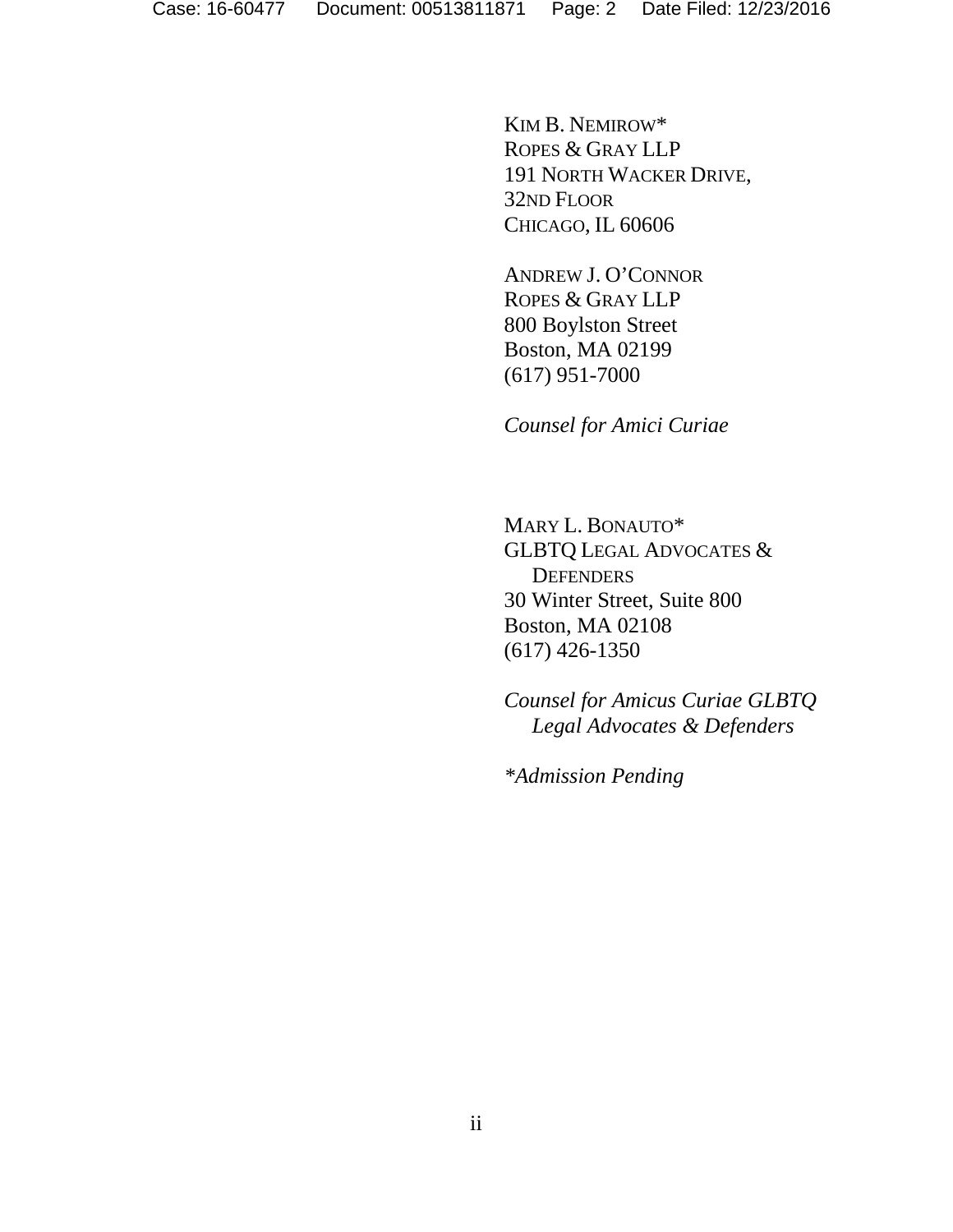KIM B. NEMIROW*
ROPES & GRAY LLP
191 NORTH WACKER DRIVE,
32ND FLOOR
CHICAGO, IL 60606

ANDREW J. O'CONNOR
ROPES & GRAY LLP
800 Boylston Street
Boston, MA 02199
(617) 951-7000

*Counsel for Amici Curiae*

MARY L. BONAUTO*
GLBTQ LEGAL ADVOCATES & DEFENDERS
30 Winter Street, Suite 800
Boston, MA 02108
(617) 426-1350

*Counsel for Amicus Curiae GLBTQ Legal Advocates & Defenders*

*\*Admission Pending*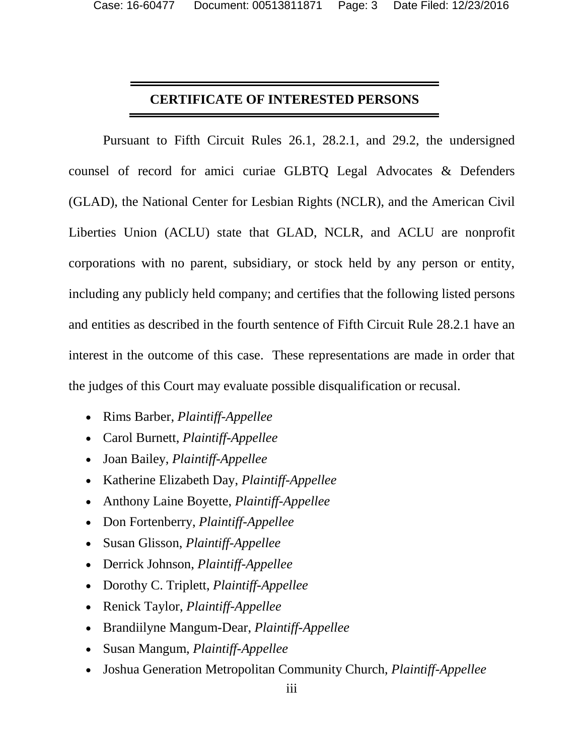## CERTIFICATE OF INTERESTED PERSONS

Pursuant to Fifth Circuit Rules 26.1, 28.2.1, and 29.2, the undersigned counsel of record for amici curiae GLBTQ Legal Advocates & Defenders (GLAD), the National Center for Lesbian Rights (NCLR), and the American Civil Liberties Union (ACLU) state that GLAD, NCLR, and ACLU are nonprofit corporations with no parent, subsidiary, or stock held by any person or entity, including any publicly held company; and certifies that the following listed persons and entities as described in the fourth sentence of Fifth Circuit Rule 28.2.1 have an interest in the outcome of this case. These representations are made in order that the judges of this Court may evaluate possible disqualification or recusal.

- Rims Barber, *Plaintiff-Appellee*
- Carol Burnett, *Plaintiff-Appellee*
- Joan Bailey, *Plaintiff-Appellee*
- Katherine Elizabeth Day, *Plaintiff-Appellee*
- Anthony Laine Boyette, *Plaintiff-Appellee*
- Don Fortenberry, *Plaintiff-Appellee*
- Susan Glisson, *Plaintiff-Appellee*
- Derrick Johnson, *Plaintiff-Appellee*
- Dorothy C. Triplett, *Plaintiff-Appellee*
- Renick Taylor, *Plaintiff-Appellee*
- Brandiilyne Mangum-Dear, *Plaintiff-Appellee*
- Susan Mangum, *Plaintiff-Appellee*
- Joshua Generation Metropolitan Community Church, *Plaintiff-Appellee*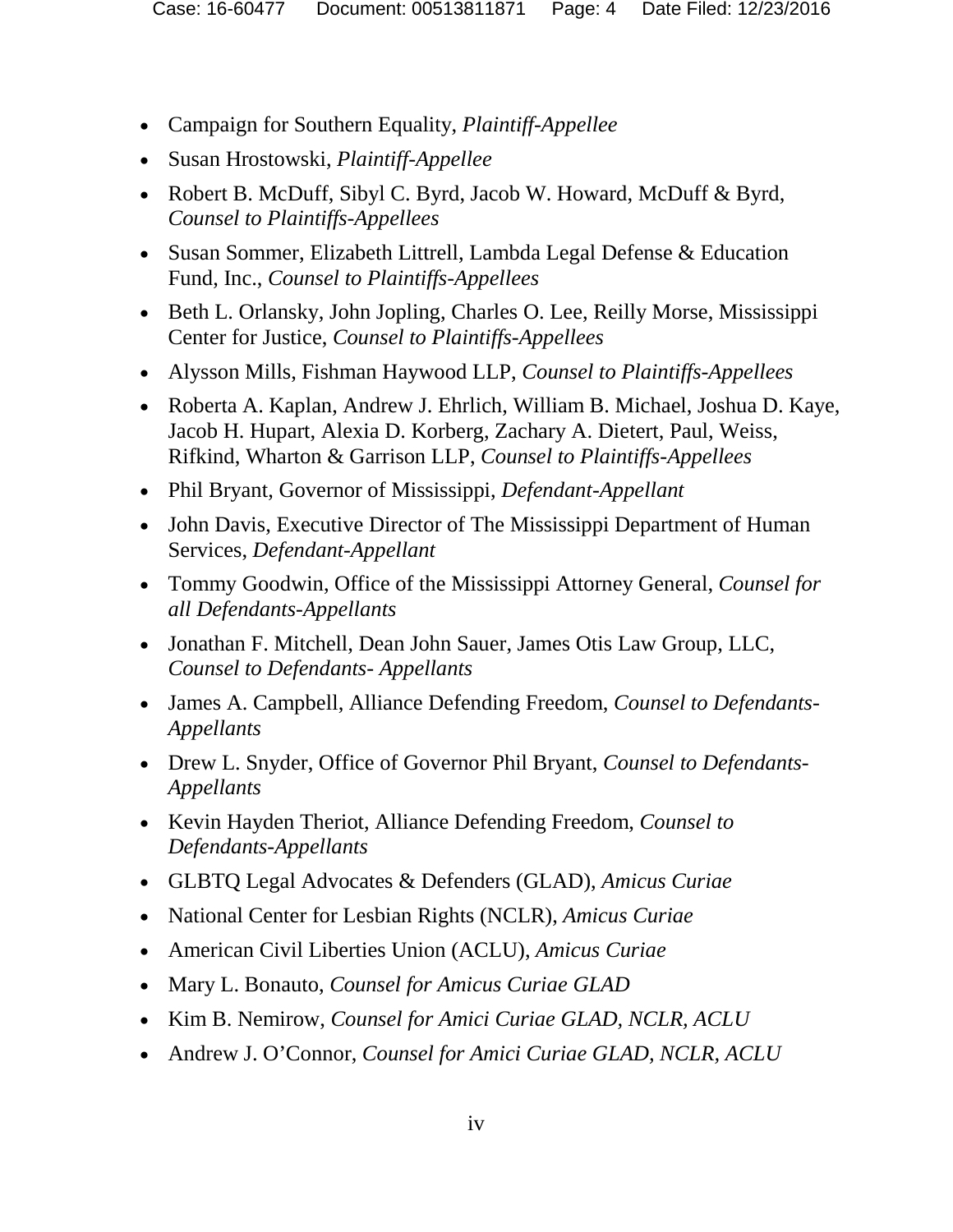- Campaign for Southern Equality, *Plaintiff-Appellee*
- Susan Hrostowski, *Plaintiff-Appellee*
- Robert B. McDuff, Sibyl C. Byrd, Jacob W. Howard, McDuff & Byrd, *Counsel to Plaintiffs-Appellees*
- Susan Sommer, Elizabeth Littrell, Lambda Legal Defense & Education Fund, Inc., *Counsel to Plaintiffs-Appellees*
- Beth L. Orlansky, John Jopling, Charles O. Lee, Reilly Morse, Mississippi Center for Justice, *Counsel to Plaintiffs-Appellees*
- Alysson Mills, Fishman Haywood LLP, *Counsel to Plaintiffs-Appellees*
- Roberta A. Kaplan, Andrew J. Ehrlich, William B. Michael, Joshua D. Kaye, Jacob H. Hupart, Alexia D. Korberg, Zachary A. Dietert, Paul, Weiss, Rifkind, Wharton & Garrison LLP, *Counsel to Plaintiffs-Appellees*
- Phil Bryant, Governor of Mississippi, *Defendant-Appellant*
- John Davis, Executive Director of The Mississippi Department of Human Services, *Defendant-Appellant*
- Tommy Goodwin, Office of the Mississippi Attorney General, *Counsel for all Defendants-Appellants*
- Jonathan F. Mitchell, Dean John Sauer, James Otis Law Group, LLC, *Counsel to Defendants- Appellants*
- James A. Campbell, Alliance Defending Freedom, *Counsel to Defendants-Appellants*
- Drew L. Snyder, Office of Governor Phil Bryant, *Counsel to Defendants-Appellants*
- Kevin Hayden Theriot, Alliance Defending Freedom, *Counsel to Defendants-Appellants*
- GLBTQ Legal Advocates & Defenders (GLAD), *Amicus Curiae*
- National Center for Lesbian Rights (NCLR), *Amicus Curiae*
- American Civil Liberties Union (ACLU), *Amicus Curiae*
- Mary L. Bonauto, *Counsel for Amicus Curiae GLAD*
- Kim B. Nemirow, *Counsel for Amici Curiae GLAD, NCLR, ACLU*
- Andrew J. O'Connor, *Counsel for Amici Curiae GLAD, NCLR, ACLU*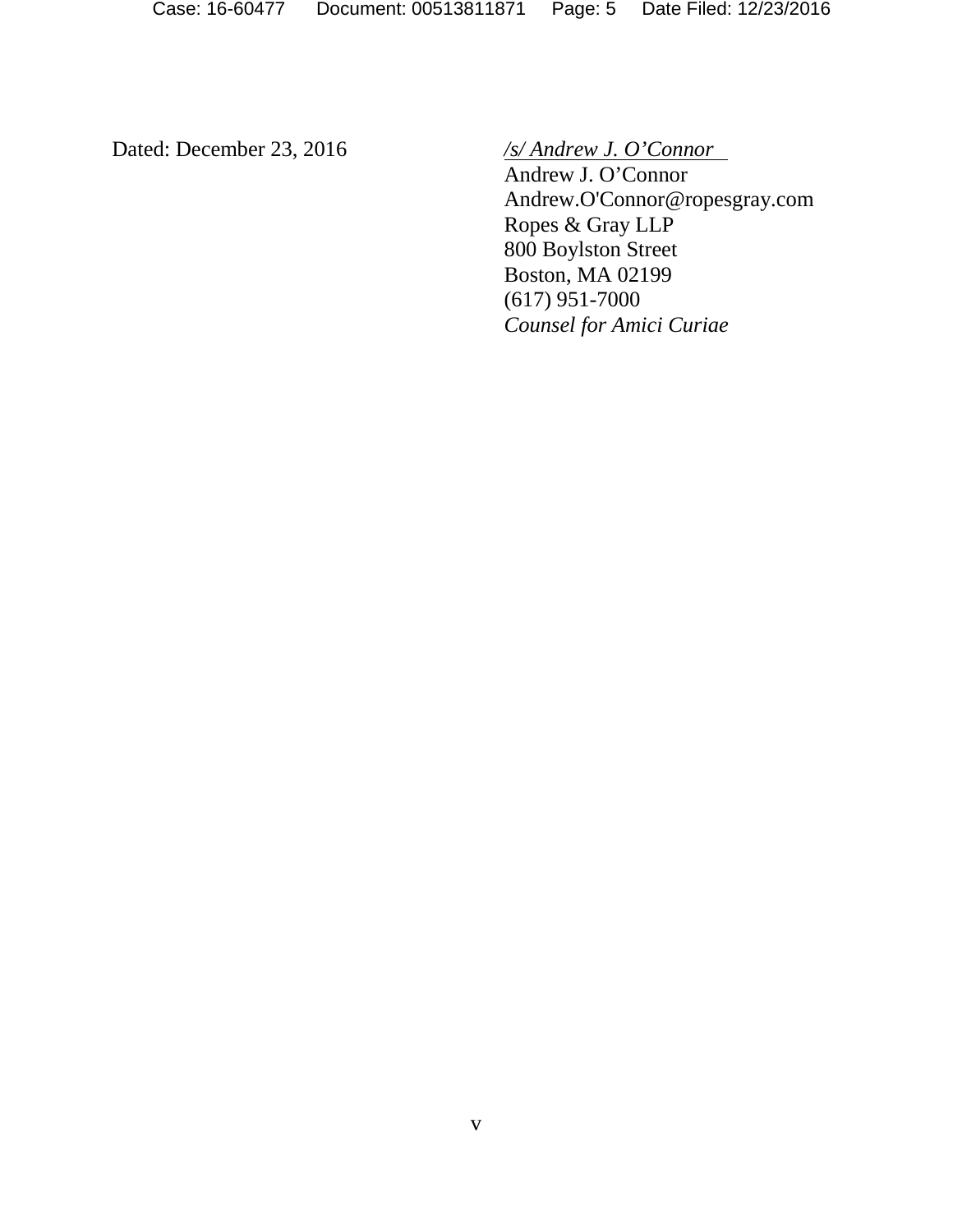Dated: December 23, 2016

*/s/ Andrew J. O'Connor*
Andrew J. O'Connor
Andrew.O'Connor@ropesgray.com
Ropes & Gray LLP
800 Boylston Street
Boston, MA 02199
(617) 951-7000
*Counsel for Amici Curiae*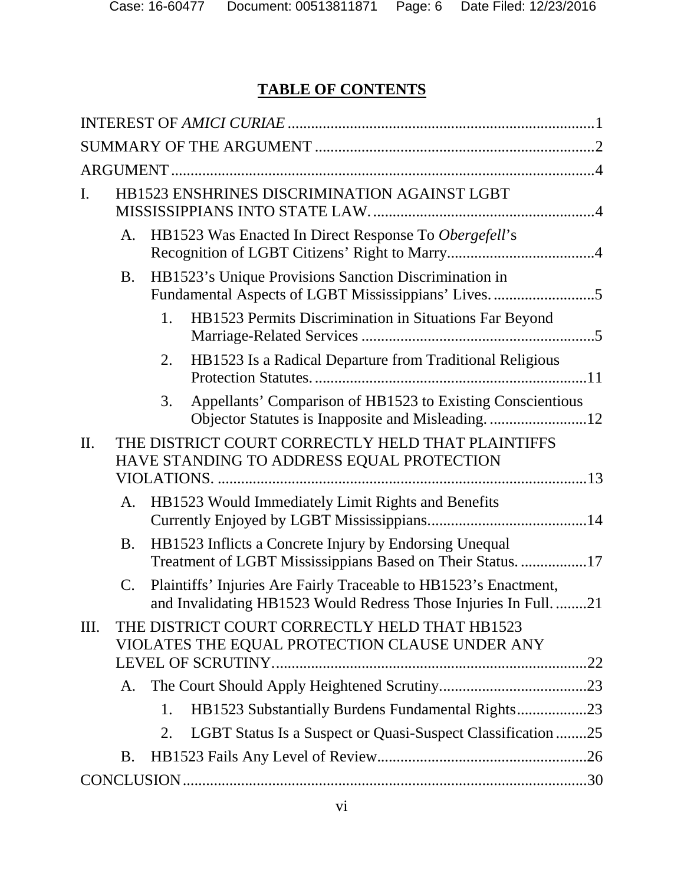# TABLE OF CONTENTS

INTEREST OF *AMICI CURIAE* .......... 1

SUMMARY OF THE ARGUMENT .......... 2

ARGUMENT .......... 4

I. HB1523 ENSHRINES DISCRIMINATION AGAINST LGBT MISSISSIPPIANS INTO STATE LAW. .......... 4

  A. HB1523 Was Enacted In Direct Response To *Obergefell*'s Recognition of LGBT Citizens' Right to Marry .......... 4

  B. HB1523's Unique Provisions Sanction Discrimination in Fundamental Aspects of LGBT Mississippians' Lives. .......... 5

    1. HB1523 Permits Discrimination in Situations Far Beyond Marriage-Related Services .......... 5

    2. HB1523 Is a Radical Departure from Traditional Religious Protection Statutes. .......... 11

    3. Appellants' Comparison of HB1523 to Existing Conscientious Objector Statutes is Inapposite and Misleading. .......... 12

II. THE DISTRICT COURT CORRECTLY HELD THAT PLAINTIFFS HAVE STANDING TO ADDRESS EQUAL PROTECTION VIOLATIONS. .......... 13

  A. HB1523 Would Immediately Limit Rights and Benefits Currently Enjoyed by LGBT Mississippians .......... 14

  B. HB1523 Inflicts a Concrete Injury by Endorsing Unequal Treatment of LGBT Mississippians Based on Their Status. .......... 17

  C. Plaintiffs' Injuries Are Fairly Traceable to HB1523's Enactment, and Invalidating HB1523 Would Redress Those Injuries In Full. .......... 21

III. THE DISTRICT COURT CORRECTLY HELD THAT HB1523 VIOLATES THE EQUAL PROTECTION CLAUSE UNDER ANY LEVEL OF SCRUTINY .......... 22

  A. The Court Should Apply Heightened Scrutiny .......... 23

    1. HB1523 Substantially Burdens Fundamental Rights .......... 23

    2. LGBT Status Is a Suspect or Quasi-Suspect Classification .......... 25

  B. HB1523 Fails Any Level of Review .......... 26

CONCLUSION .......... 30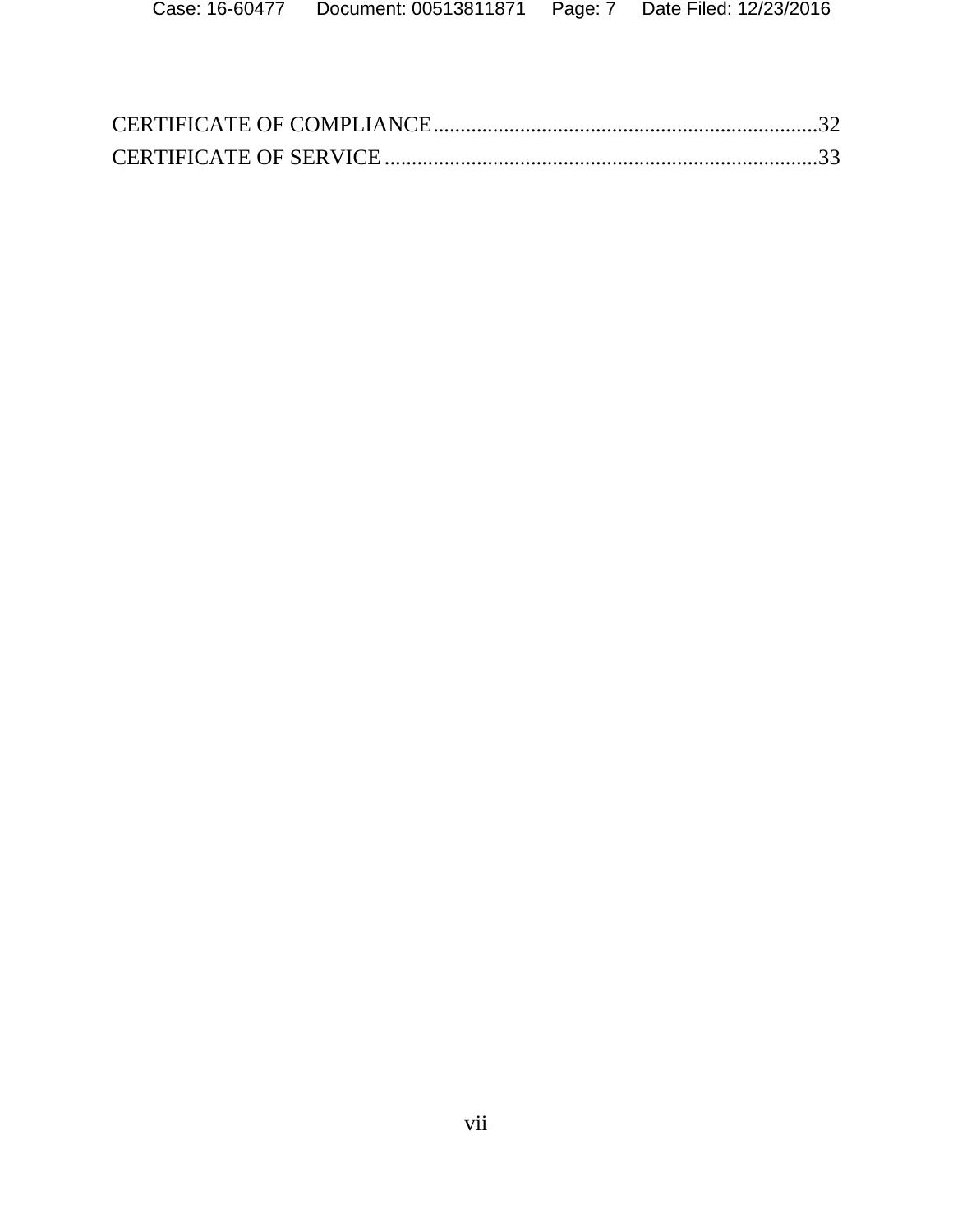CERTIFICATE OF COMPLIANCE.......................................................................32
CERTIFICATE OF SERVICE ..............................................................................33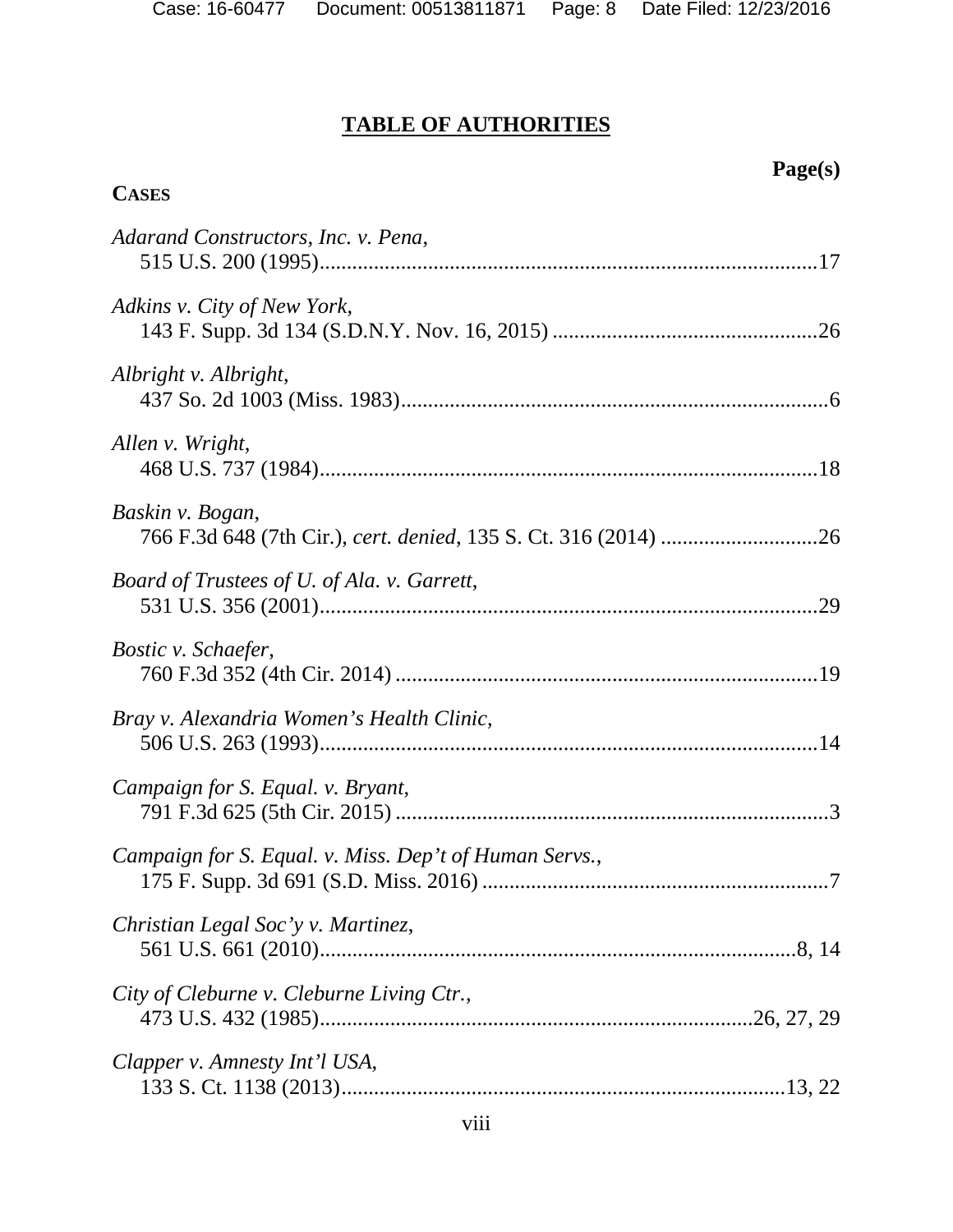# TABLE OF AUTHORITIES

**Page(s)**

**CASES**

*Adarand Constructors, Inc. v. Pena*,
515 U.S. 200 (1995)....................................................................................17

*Adkins v. City of New York*,
143 F. Supp. 3d 134 (S.D.N.Y. Nov. 16, 2015) ..........................................26

*Albright v. Albright*,
437 So. 2d 1003 (Miss. 1983)........................................................................6

*Allen v. Wright*,
468 U.S. 737 (1984)....................................................................................18

*Baskin v. Bogan*,
766 F.3d 648 (7th Cir.), *cert. denied*, 135 S. Ct. 316 (2014) ........................26

*Board of Trustees of U. of Ala. v. Garrett*,
531 U.S. 356 (2001)....................................................................................29

*Bostic v. Schaefer*,
760 F.3d 352 (4th Cir. 2014) .......................................................................19

*Bray v. Alexandria Women's Health Clinic*,
506 U.S. 263 (1993)....................................................................................14

*Campaign for S. Equal. v. Bryant*,
791 F.3d 625 (5th Cir. 2015) .........................................................................3

*Campaign for S. Equal. v. Miss. Dep't of Human Servs.*,
175 F. Supp. 3d 691 (S.D. Miss. 2016) .........................................................7

*Christian Legal Soc'y v. Martinez*,
561 U.S. 661 (2010)................................................................................8, 14

*City of Cleburne v. Cleburne Living Ctr.*,
473 U.S. 432 (1985)......................................................................26, 27, 29

*Clapper v. Amnesty Int'l USA*,
133 S. Ct. 1138 (2013)..........................................................................13, 22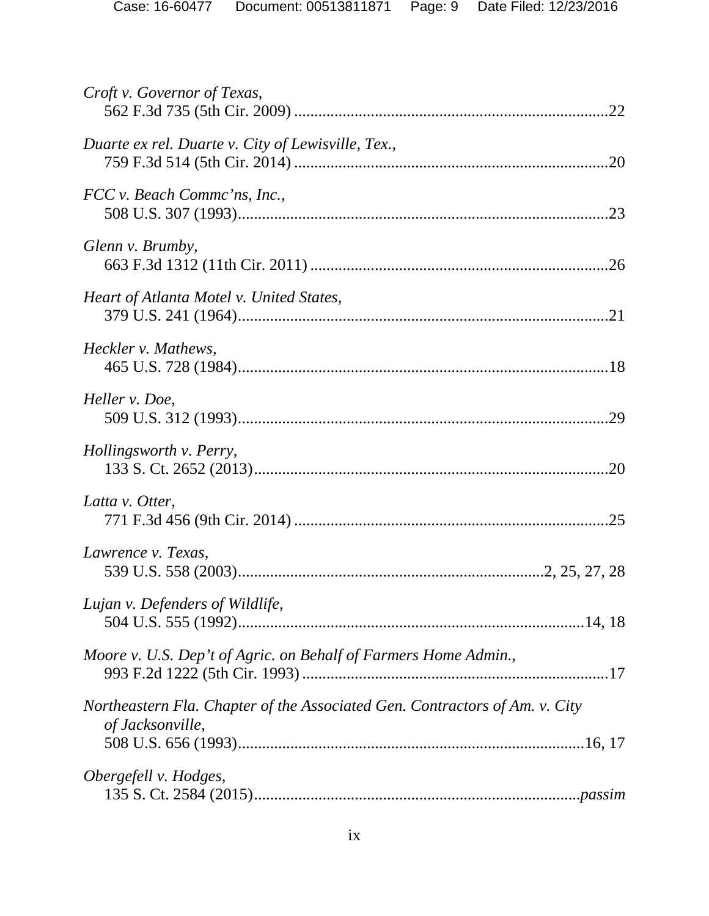*Croft v. Governor of Texas*,
562 F.3d 735 (5th Cir. 2009) ............................................................................22

*Duarte ex rel. Duarte v. City of Lewisville, Tex.*,
759 F.3d 514 (5th Cir. 2014) ............................................................................20

*FCC v. Beach Commc'ns, Inc.*,
508 U.S. 307 (1993)..........................................................................................23

*Glenn v. Brumby*,
663 F.3d 1312 (11th Cir. 2011) ........................................................................26

*Heart of Atlanta Motel v. United States*,
379 U.S. 241 (1964)..........................................................................................21

*Heckler v. Mathews*,
465 U.S. 728 (1984)..........................................................................................18

*Heller v. Doe*,
509 U.S. 312 (1993)..........................................................................................29

*Hollingsworth v. Perry*,
133 S. Ct. 2652 (2013)......................................................................................20

*Latta v. Otter*,
771 F.3d 456 (9th Cir. 2014) ............................................................................25

*Lawrence v. Texas*,
539 U.S. 558 (2003)..........................................................................2, 25, 27, 28

*Lujan v. Defenders of Wildlife*,
504 U.S. 555 (1992)....................................................................................14, 18

*Moore v. U.S. Dep't of Agric. on Behalf of Farmers Home Admin.*,
993 F.2d 1222 (5th Cir. 1993) ..........................................................................17

*Northeastern Fla. Chapter of the Associated Gen. Contractors of Am. v. City of Jacksonville*,
508 U.S. 656 (1993)....................................................................................16, 17

*Obergefell v. Hodges*,
135 S. Ct. 2584 (2015)........................................................................*passim*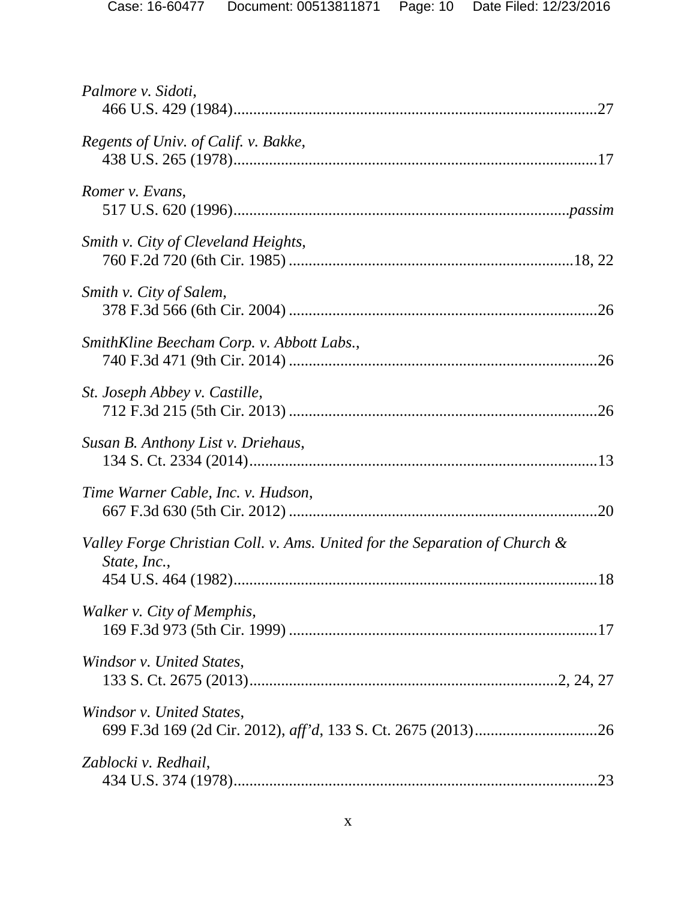*Palmore v. Sidoti*,
466 U.S. 429 (1984)..........................................................................................27

*Regents of Univ. of Calif. v. Bakke*,
438 U.S. 265 (1978)..........................................................................................17

*Romer v. Evans*,
517 U.S. 620 (1996)...................................................................................*passim*

*Smith v. City of Cleveland Heights*,
760 F.2d 720 (6th Cir. 1985) ......................................................................18, 22

*Smith v. City of Salem,*
378 F.3d 566 (6th Cir. 2004) ............................................................................26

*SmithKline Beecham Corp. v. Abbott Labs.*,
740 F.3d 471 (9th Cir. 2014) ............................................................................26

*St. Joseph Abbey v. Castille*,
712 F.3d 215 (5th Cir. 2013) ............................................................................26

*Susan B. Anthony List v. Driehaus*,
134 S. Ct. 2334 (2014)......................................................................................13

*Time Warner Cable, Inc. v. Hudson*,
667 F.3d 630 (5th Cir. 2012) ............................................................................20

*Valley Forge Christian Coll. v. Ams. United for the Separation of Church & State, Inc.*,
454 U.S. 464 (1982)..........................................................................................18

*Walker v. City of Memphis*,
169 F.3d 973 (5th Cir. 1999) ............................................................................17

*Windsor v. United States,*
133 S. Ct. 2675 (2013).........................................................................2, 24, 27

*Windsor v. United States*,
699 F.3d 169 (2d Cir. 2012), *aff'd*, 133 S. Ct. 2675 (2013)..............................26

*Zablocki v. Redhail*,
434 U.S. 374 (1978)..........................................................................................23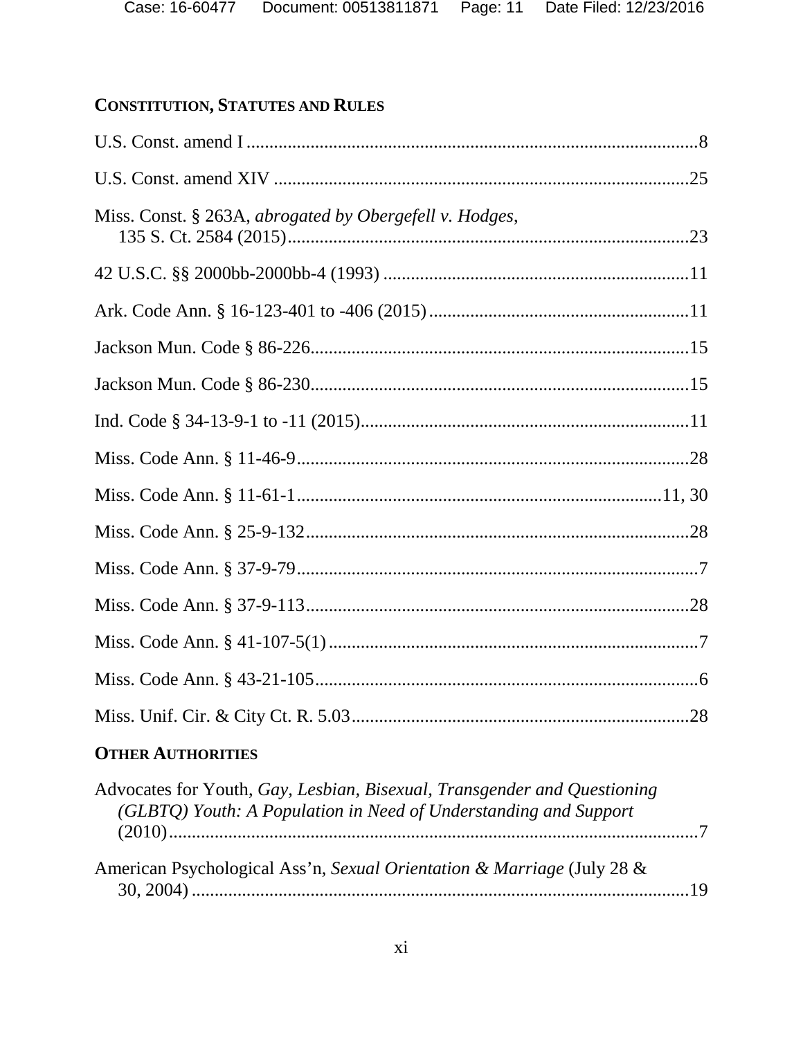## CONSTITUTION, STATUTES AND RULES

U.S. Const. amend I ..........................................................................................8

U.S. Const. amend XIV ....................................................................................25

Miss. Const. § 263A, *abrogated by Obergefell v. Hodges*, 135 S. Ct. 2584 (2015).........................................................................................23

42 U.S.C. §§ 2000bb-2000bb-4 (1993) ...................................................................11

Ark. Code Ann. § 16-123-401 to -406 (2015).........................................................11

Jackson Mun. Code § 86-226..................................................................................15

Jackson Mun. Code § 86-230..................................................................................15

Ind. Code § 34-13-9-1 to -11 (2015)........................................................................11

Miss. Code Ann. § 11-46-9.....................................................................................28

Miss. Code Ann. § 11-61-1...............................................................................11, 30

Miss. Code Ann. § 25-9-132...................................................................................28

Miss. Code Ann. § 37-9-79.......................................................................................7

Miss. Code Ann. § 37-9-113...................................................................................28

Miss. Code Ann. § 41-107-5(1)................................................................................7

Miss. Code Ann. § 43-21-105...................................................................................6

Miss. Unif. Cir. & City Ct. R. 5.03.........................................................................28

## OTHER AUTHORITIES

Advocates for Youth, *Gay, Lesbian, Bisexual, Transgender and Questioning (GLBTQ) Youth: A Population in Need of Understanding and Support* (2010)...................................................................................................................7

American Psychological Ass'n, *Sexual Orientation & Marriage* (July 28 & 30, 2004) ..............................................................................................................19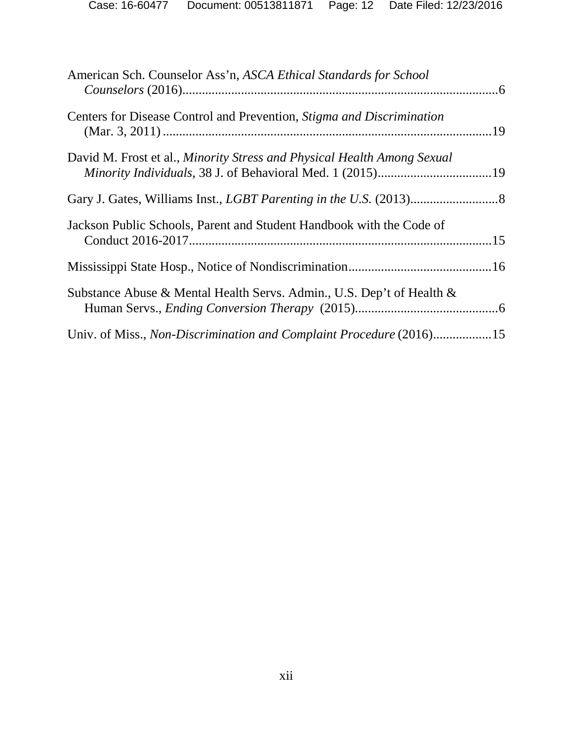American Sch. Counselor Ass'n, *ASCA Ethical Standards for School Counselors* (2016).................................................................................................6

Centers for Disease Control and Prevention, *Stigma and Discrimination* (Mar. 3, 2011) ....................................................................................................19

David M. Frost et al., *Minority Stress and Physical Health Among Sexual Minority Individuals*, 38 J. of Behavioral Med. 1 (2015)...................................19

Gary J. Gates, Williams Inst., *LGBT Parenting in the U.S.* (2013)...........................8

Jackson Public Schools, Parent and Student Handbook with the Code of Conduct 2016-2017............................................................................................15

Mississippi State Hosp., Notice of Nondiscrimination............................................16

Substance Abuse & Mental Health Servs. Admin., U.S. Dep't of Health & Human Servs., *Ending Conversion Therapy* (2015)............................................6

Univ. of Miss., *Non-Discrimination and Complaint Procedure* (2016)..................15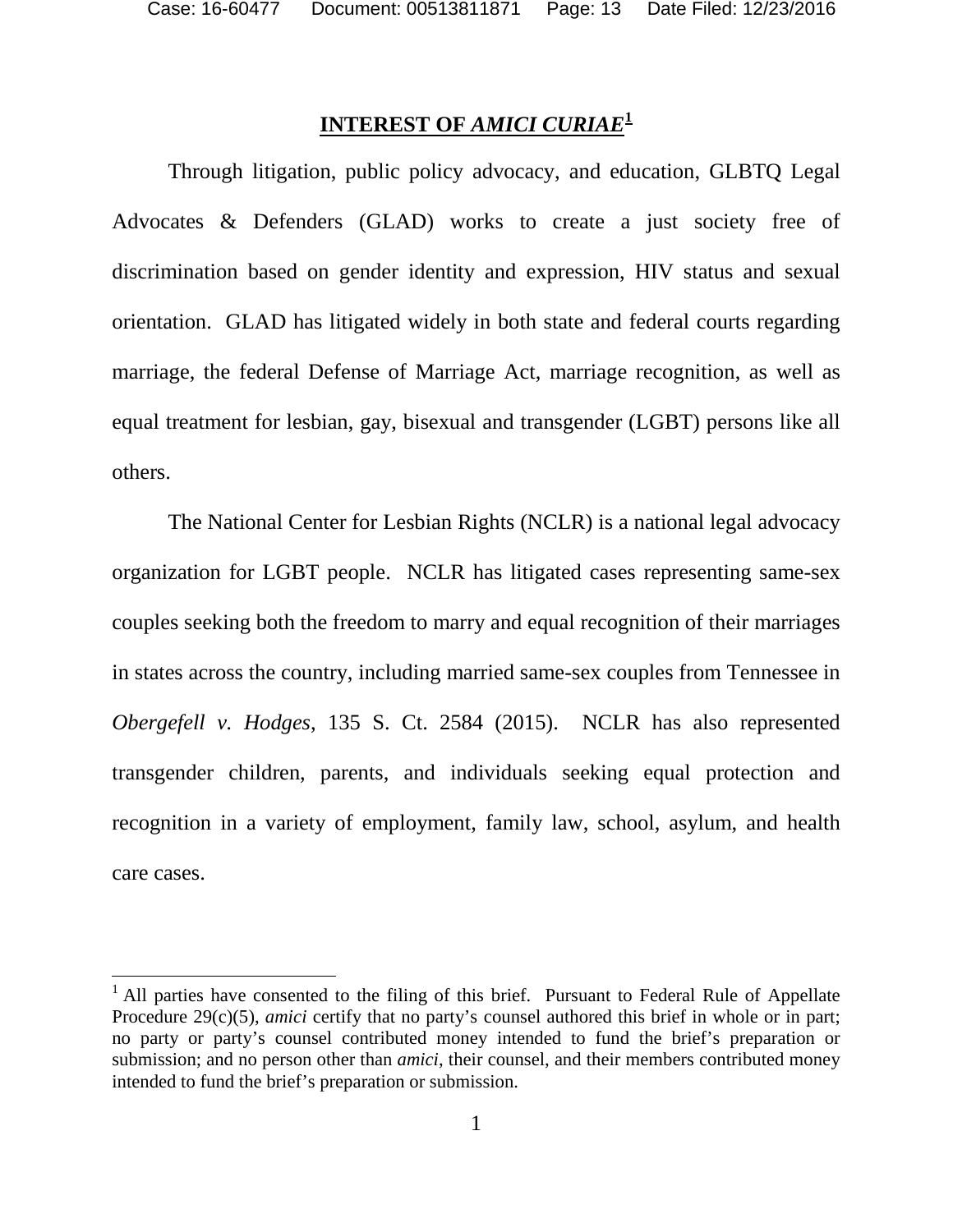## INTEREST OF *AMICI CURIAE*[1]

Through litigation, public policy advocacy, and education, GLBTQ Legal Advocates & Defenders (GLAD) works to create a just society free of discrimination based on gender identity and expression, HIV status and sexual orientation. GLAD has litigated widely in both state and federal courts regarding marriage, the federal Defense of Marriage Act, marriage recognition, as well as equal treatment for lesbian, gay, bisexual and transgender (LGBT) persons like all others.

The National Center for Lesbian Rights (NCLR) is a national legal advocacy organization for LGBT people. NCLR has litigated cases representing same-sex couples seeking both the freedom to marry and equal recognition of their marriages in states across the country, including married same-sex couples from Tennessee in *Obergefell v. Hodges*, 135 S. Ct. 2584 (2015). NCLR has also represented transgender children, parents, and individuals seeking equal protection and recognition in a variety of employment, family law, school, asylum, and health care cases.

---

[1] All parties have consented to the filing of this brief. Pursuant to Federal Rule of Appellate Procedure 29(c)(5), *amici* certify that no party's counsel authored this brief in whole or in part; no party or party's counsel contributed money intended to fund the brief's preparation or submission; and no person other than *amici*, their counsel, and their members contributed money intended to fund the brief's preparation or submission.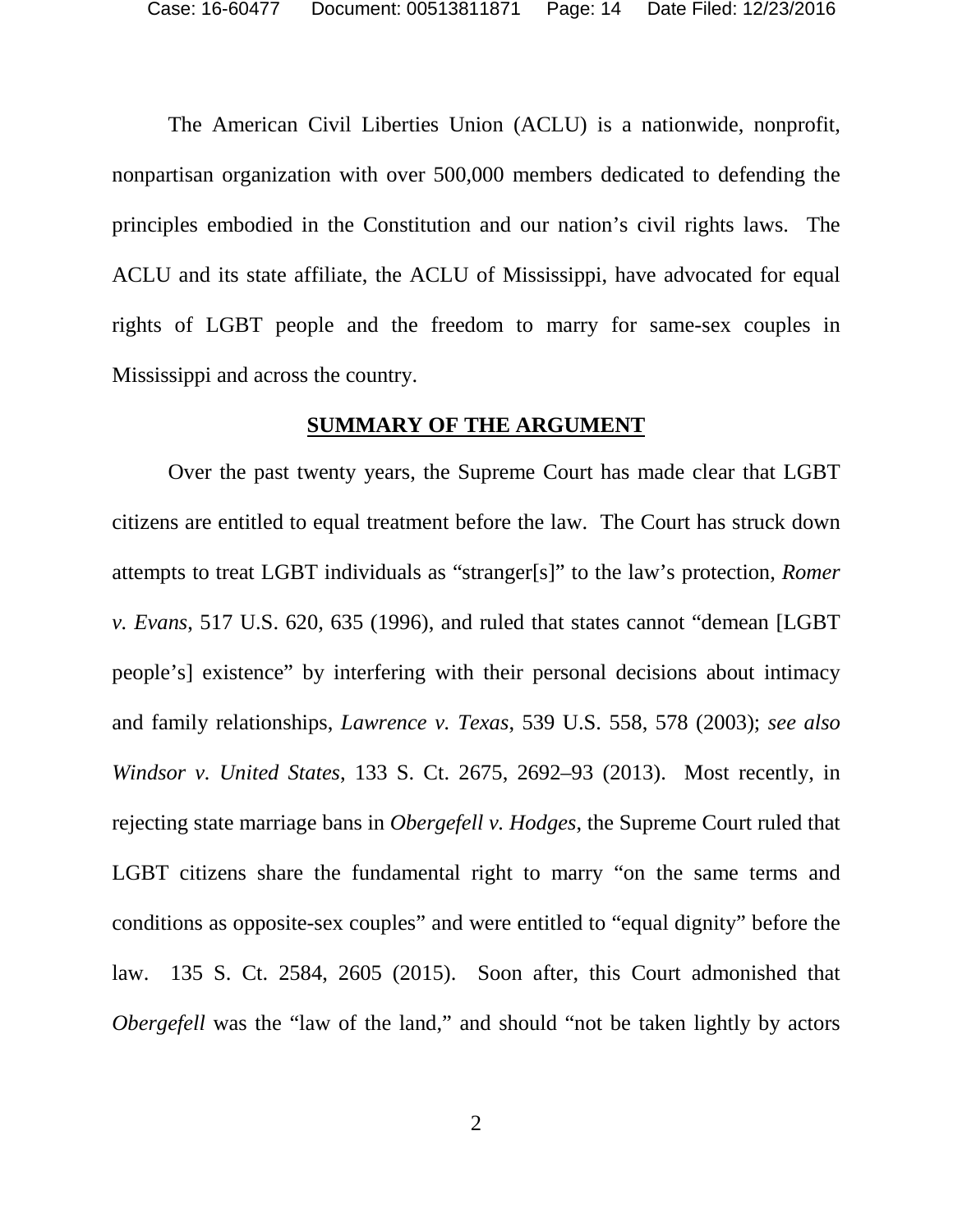The American Civil Liberties Union (ACLU) is a nationwide, nonprofit, nonpartisan organization with over 500,000 members dedicated to defending the principles embodied in the Constitution and our nation's civil rights laws. The ACLU and its state affiliate, the ACLU of Mississippi, have advocated for equal rights of LGBT people and the freedom to marry for same-sex couples in Mississippi and across the country.

## **SUMMARY OF THE ARGUMENT**

Over the past twenty years, the Supreme Court has made clear that LGBT citizens are entitled to equal treatment before the law. The Court has struck down attempts to treat LGBT individuals as "stranger[s]" to the law's protection, *Romer v. Evans*, 517 U.S. 620, 635 (1996), and ruled that states cannot "demean [LGBT people's] existence" by interfering with their personal decisions about intimacy and family relationships, *Lawrence v. Texas*, 539 U.S. 558, 578 (2003); *see also Windsor v. United States*, 133 S. Ct. 2675, 2692–93 (2013). Most recently, in rejecting state marriage bans in *Obergefell v. Hodges*, the Supreme Court ruled that LGBT citizens share the fundamental right to marry "on the same terms and conditions as opposite-sex couples" and were entitled to "equal dignity" before the law. 135 S. Ct. 2584, 2605 (2015). Soon after, this Court admonished that *Obergefell* was the "law of the land," and should "not be taken lightly by actors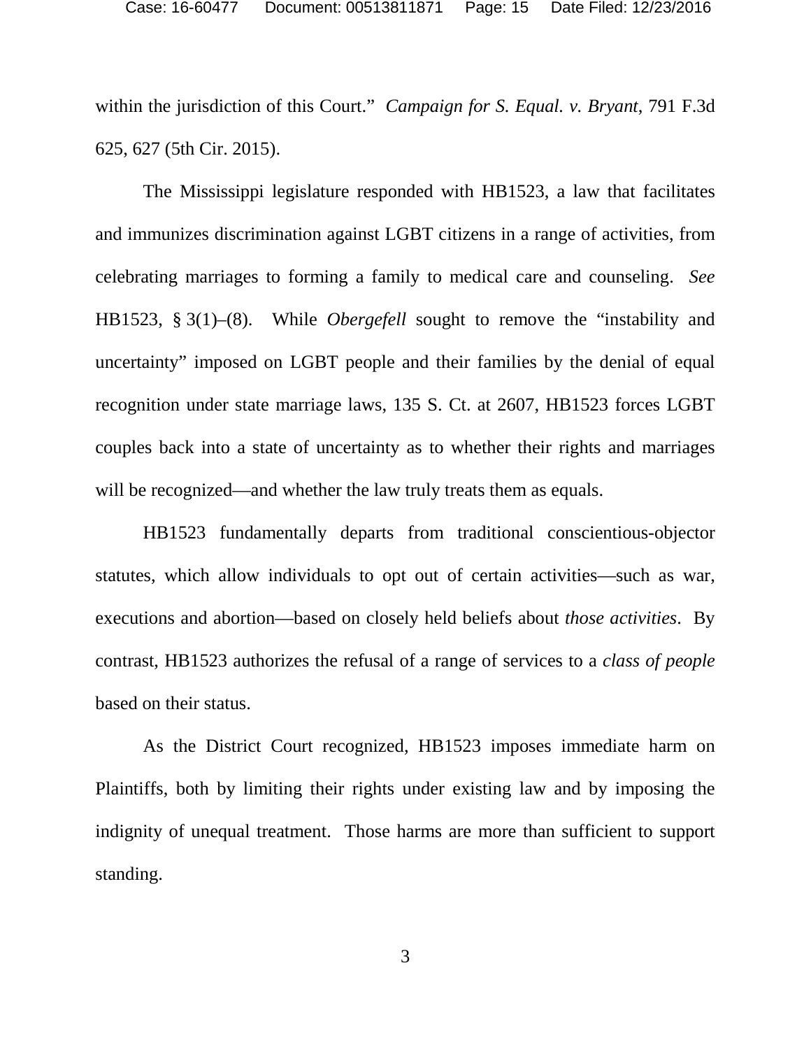within the jurisdiction of this Court." *Campaign for S. Equal. v. Bryant*, 791 F.3d 625, 627 (5th Cir. 2015).

The Mississippi legislature responded with HB1523, a law that facilitates and immunizes discrimination against LGBT citizens in a range of activities, from celebrating marriages to forming a family to medical care and counseling. *See* HB1523, § 3(1)–(8). While *Obergefell* sought to remove the "instability and uncertainty" imposed on LGBT people and their families by the denial of equal recognition under state marriage laws, 135 S. Ct. at 2607, HB1523 forces LGBT couples back into a state of uncertainty as to whether their rights and marriages will be recognized—and whether the law truly treats them as equals.

HB1523 fundamentally departs from traditional conscientious-objector statutes, which allow individuals to opt out of certain activities—such as war, executions and abortion—based on closely held beliefs about *those activities*. By contrast, HB1523 authorizes the refusal of a range of services to a *class of people* based on their status.

As the District Court recognized, HB1523 imposes immediate harm on Plaintiffs, both by limiting their rights under existing law and by imposing the indignity of unequal treatment. Those harms are more than sufficient to support standing.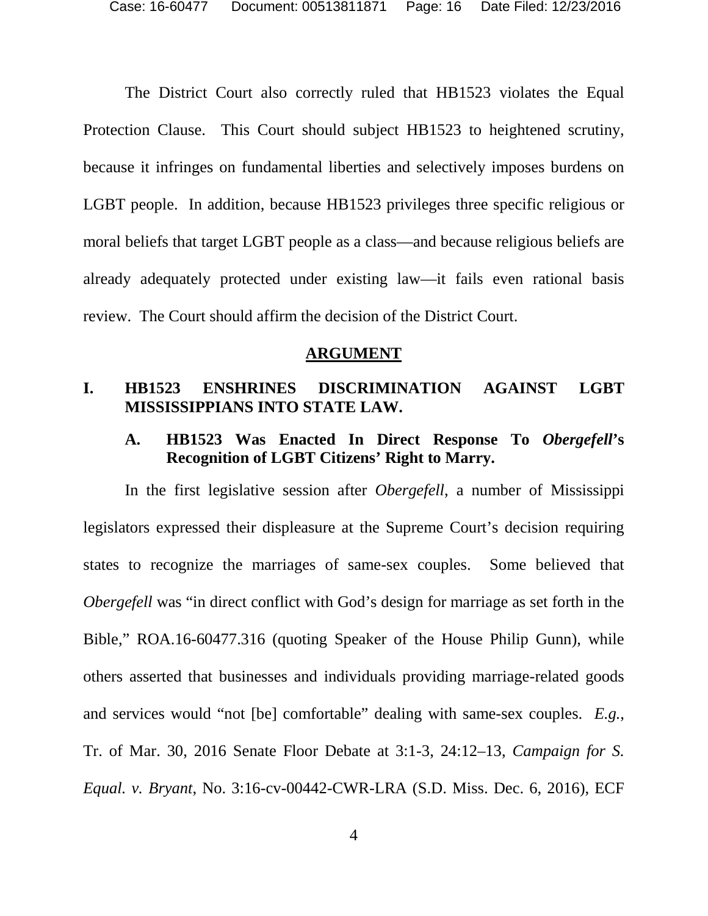The District Court also correctly ruled that HB1523 violates the Equal Protection Clause. This Court should subject HB1523 to heightened scrutiny, because it infringes on fundamental liberties and selectively imposes burdens on LGBT people. In addition, because HB1523 privileges three specific religious or moral beliefs that target LGBT people as a class—and because religious beliefs are already adequately protected under existing law—it fails even rational basis review. The Court should affirm the decision of the District Court.

## ARGUMENT

### I. HB1523 ENSHRINES DISCRIMINATION AGAINST LGBT MISSISSIPPIANS INTO STATE LAW.

#### A. HB1523 Was Enacted In Direct Response To *Obergefell*'s Recognition of LGBT Citizens' Right to Marry.

In the first legislative session after *Obergefell*, a number of Mississippi legislators expressed their displeasure at the Supreme Court's decision requiring states to recognize the marriages of same-sex couples. Some believed that *Obergefell* was "in direct conflict with God's design for marriage as set forth in the Bible," ROA.16-60477.316 (quoting Speaker of the House Philip Gunn), while others asserted that businesses and individuals providing marriage-related goods and services would "not [be] comfortable" dealing with same-sex couples. *E.g.*, Tr. of Mar. 30, 2016 Senate Floor Debate at 3:1-3, 24:12–13, *Campaign for S. Equal. v. Bryant*, No. 3:16-cv-00442-CWR-LRA (S.D. Miss. Dec. 6, 2016), ECF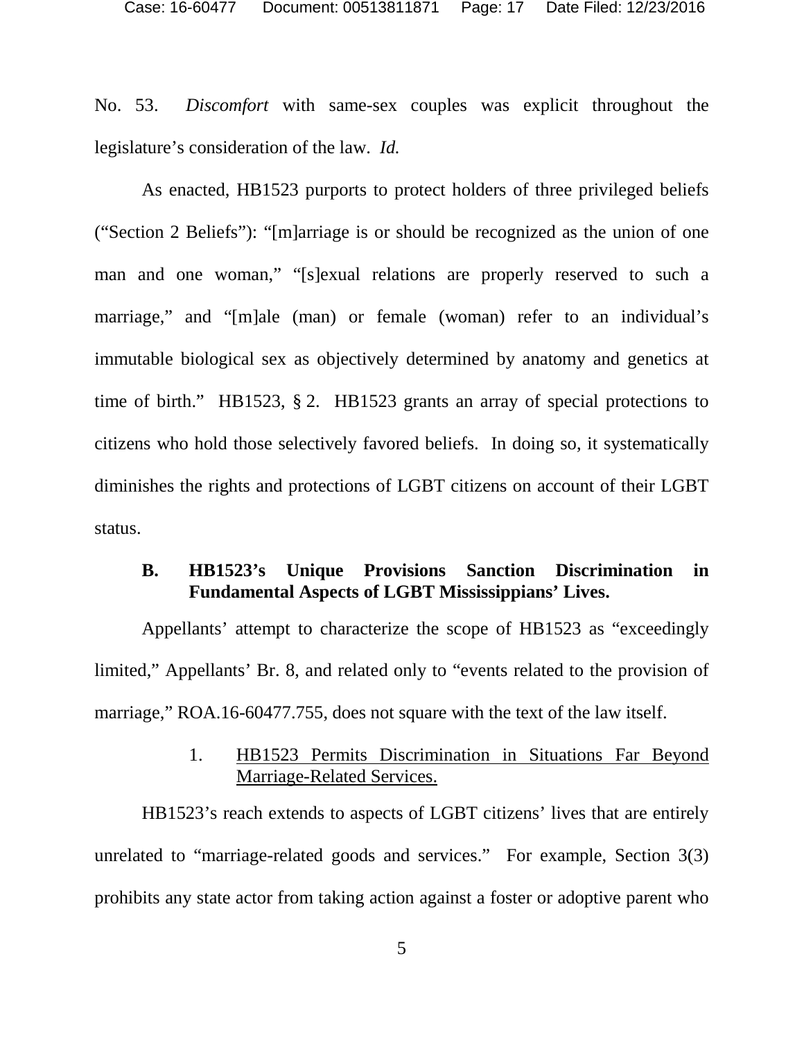No. 53. *Discomfort* with same-sex couples was explicit throughout the legislature's consideration of the law. *Id.*

As enacted, HB1523 purports to protect holders of three privileged beliefs ("Section 2 Beliefs"): "[m]arriage is or should be recognized as the union of one man and one woman," "[s]exual relations are properly reserved to such a marriage," and "[m]ale (man) or female (woman) refer to an individual's immutable biological sex as objectively determined by anatomy and genetics at time of birth." HB1523, § 2. HB1523 grants an array of special protections to citizens who hold those selectively favored beliefs. In doing so, it systematically diminishes the rights and protections of LGBT citizens on account of their LGBT status.

### B. HB1523's Unique Provisions Sanction Discrimination in Fundamental Aspects of LGBT Mississippians' Lives.

Appellants' attempt to characterize the scope of HB1523 as "exceedingly limited," Appellants' Br. 8, and related only to "events related to the provision of marriage," ROA.16-60477.755, does not square with the text of the law itself.

#### 1. HB1523 Permits Discrimination in Situations Far Beyond Marriage-Related Services.

HB1523's reach extends to aspects of LGBT citizens' lives that are entirely unrelated to "marriage-related goods and services." For example, Section 3(3) prohibits any state actor from taking action against a foster or adoptive parent who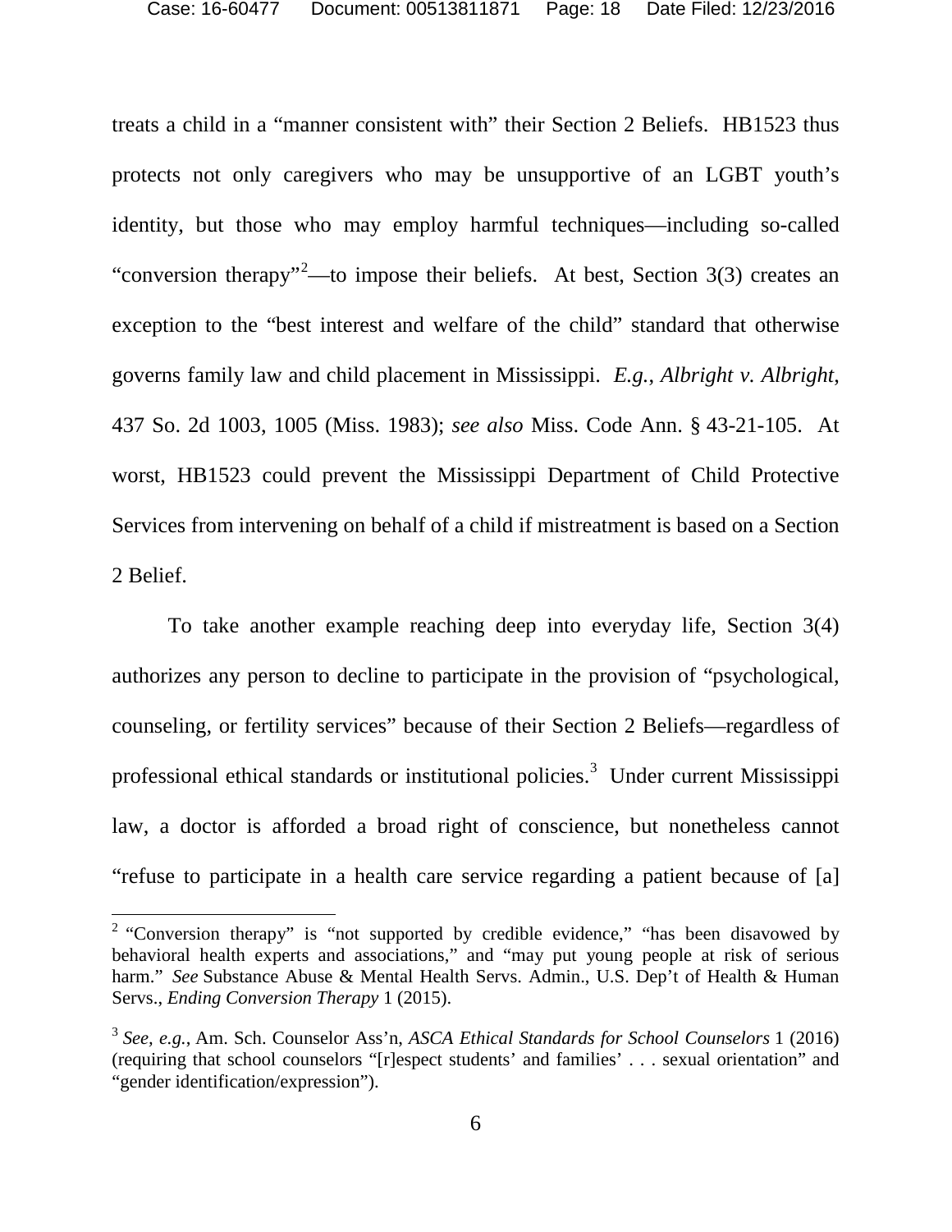treats a child in a "manner consistent with" their Section 2 Beliefs. HB1523 thus protects not only caregivers who may be unsupportive of an LGBT youth's identity, but those who may employ harmful techniques—including so-called "conversion therapy"[2]—to impose their beliefs. At best, Section 3(3) creates an exception to the "best interest and welfare of the child" standard that otherwise governs family law and child placement in Mississippi. *E.g.*, *Albright v. Albright*, 437 So. 2d 1003, 1005 (Miss. 1983); *see also* Miss. Code Ann. § 43-21-105. At worst, HB1523 could prevent the Mississippi Department of Child Protective Services from intervening on behalf of a child if mistreatment is based on a Section 2 Belief.

To take another example reaching deep into everyday life, Section 3(4) authorizes any person to decline to participate in the provision of "psychological, counseling, or fertility services" because of their Section 2 Beliefs—regardless of professional ethical standards or institutional policies.[3] Under current Mississippi law, a doctor is afforded a broad right of conscience, but nonetheless cannot "refuse to participate in a health care service regarding a patient because of [a]

---

[2] "Conversion therapy" is "not supported by credible evidence," "has been disavowed by behavioral health experts and associations," and "may put young people at risk of serious harm." *See* Substance Abuse & Mental Health Servs. Admin., U.S. Dep't of Health & Human Servs., *Ending Conversion Therapy* 1 (2015).

[3] *See, e.g.*, Am. Sch. Counselor Ass'n, *ASCA Ethical Standards for School Counselors* 1 (2016) (requiring that school counselors "[r]espect students' and families' . . . sexual orientation" and "gender identification/expression").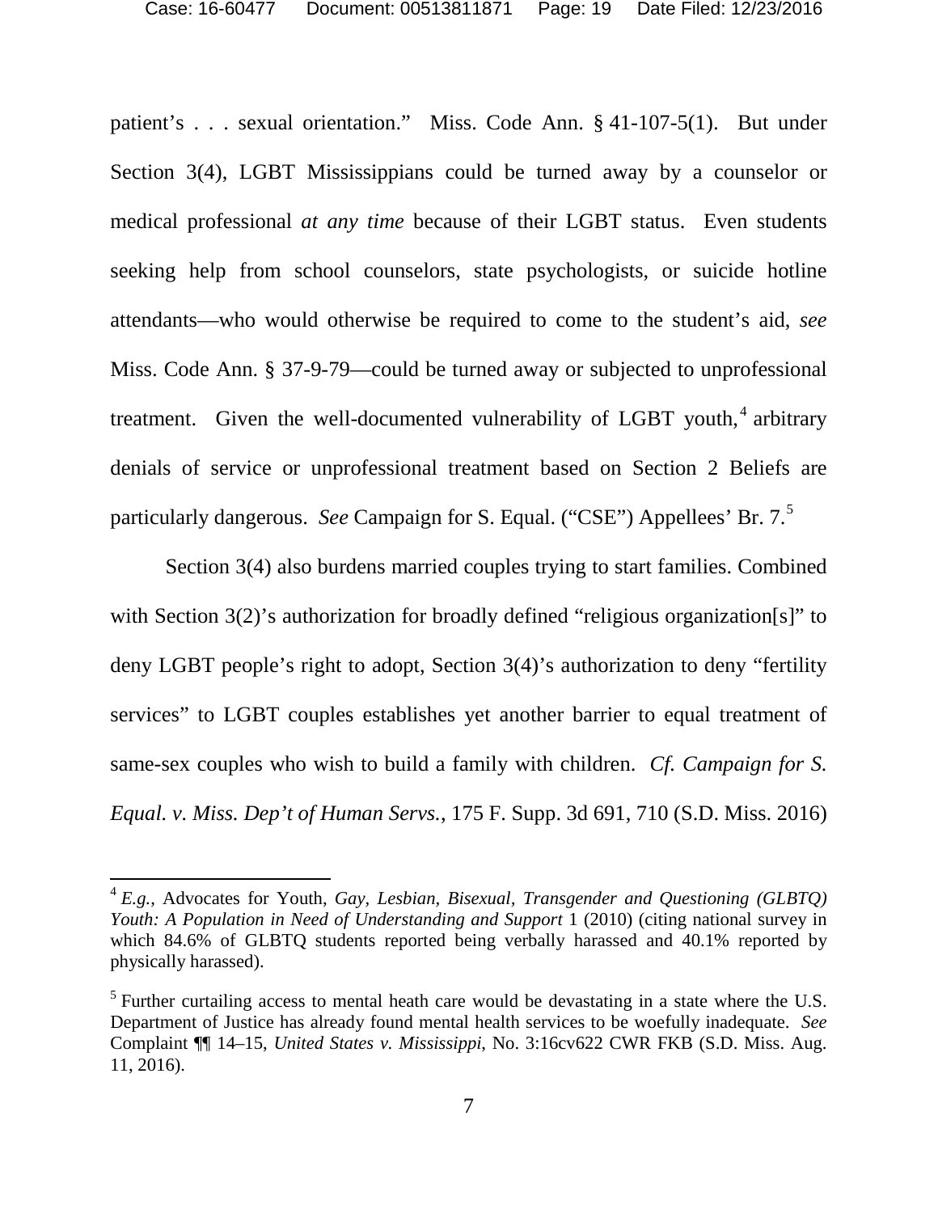patient's . . . sexual orientation." Miss. Code Ann. § 41-107-5(1). But under Section 3(4), LGBT Mississippians could be turned away by a counselor or medical professional *at any time* because of their LGBT status. Even students seeking help from school counselors, state psychologists, or suicide hotline attendants—who would otherwise be required to come to the student's aid, *see* Miss. Code Ann. § 37-9-79—could be turned away or subjected to unprofessional treatment. Given the well-documented vulnerability of LGBT youth,[4] arbitrary denials of service or unprofessional treatment based on Section 2 Beliefs are particularly dangerous. *See* Campaign for S. Equal. ("CSE") Appellees' Br. 7.[5]

Section 3(4) also burdens married couples trying to start families. Combined with Section 3(2)'s authorization for broadly defined "religious organization[s]" to deny LGBT people's right to adopt, Section 3(4)'s authorization to deny "fertility services" to LGBT couples establishes yet another barrier to equal treatment of same-sex couples who wish to build a family with children. *Cf. Campaign for S. Equal. v. Miss. Dep't of Human Servs.*, 175 F. Supp. 3d 691, 710 (S.D. Miss. 2016)

---

[4] *E.g.*, Advocates for Youth, *Gay, Lesbian, Bisexual, Transgender and Questioning (GLBTQ) Youth: A Population in Need of Understanding and Support* 1 (2010) (citing national survey in which 84.6% of GLBTQ students reported being verbally harassed and 40.1% reported by physically harassed).

[5] Further curtailing access to mental heath care would be devastating in a state where the U.S. Department of Justice has already found mental health services to be woefully inadequate. *See* Complaint ¶¶ 14–15, *United States v. Mississippi*, No. 3:16cv622 CWR FKB (S.D. Miss. Aug. 11, 2016).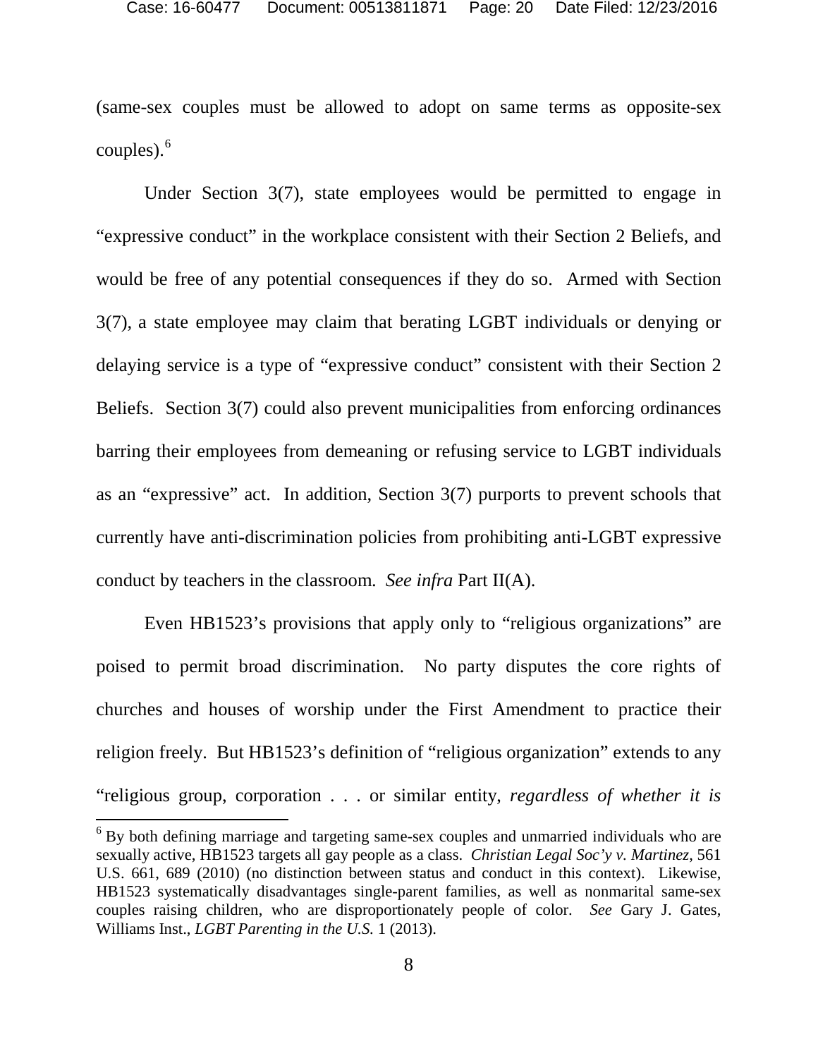(same-sex couples must be allowed to adopt on same terms as opposite-sex couples).[6]

Under Section 3(7), state employees would be permitted to engage in "expressive conduct" in the workplace consistent with their Section 2 Beliefs, and would be free of any potential consequences if they do so. Armed with Section 3(7), a state employee may claim that berating LGBT individuals or denying or delaying service is a type of "expressive conduct" consistent with their Section 2 Beliefs. Section 3(7) could also prevent municipalities from enforcing ordinances barring their employees from demeaning or refusing service to LGBT individuals as an "expressive" act. In addition, Section 3(7) purports to prevent schools that currently have anti-discrimination policies from prohibiting anti-LGBT expressive conduct by teachers in the classroom. *See infra* Part II(A).

Even HB1523's provisions that apply only to "religious organizations" are poised to permit broad discrimination. No party disputes the core rights of churches and houses of worship under the First Amendment to practice their religion freely. But HB1523's definition of "religious organization" extends to any "religious group, corporation . . . or similar entity, *regardless of whether it is*

[6] By both defining marriage and targeting same-sex couples and unmarried individuals who are sexually active, HB1523 targets all gay people as a class. *Christian Legal Soc'y v. Martinez*, 561 U.S. 661, 689 (2010) (no distinction between status and conduct in this context). Likewise, HB1523 systematically disadvantages single-parent families, as well as nonmarital same-sex couples raising children, who are disproportionately people of color. *See* Gary J. Gates, Williams Inst., *LGBT Parenting in the U.S.* 1 (2013).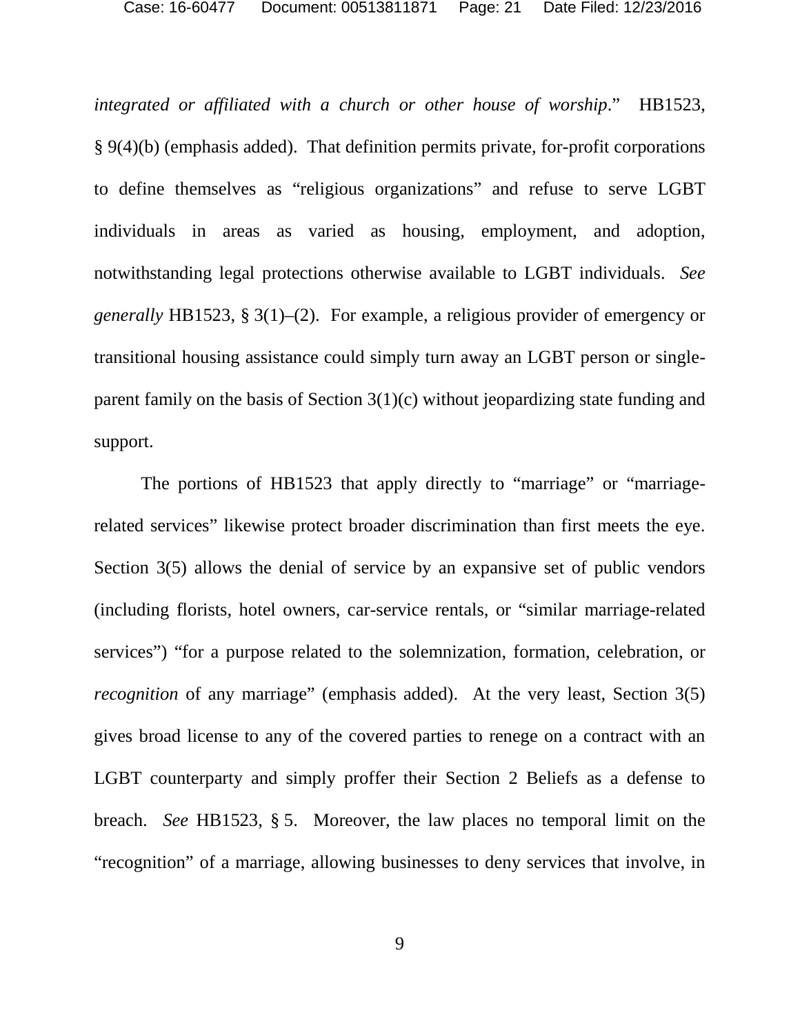*integrated or affiliated with a church or other house of worship*." HB1523, § 9(4)(b) (emphasis added). That definition permits private, for-profit corporations to define themselves as "religious organizations" and refuse to serve LGBT individuals in areas as varied as housing, employment, and adoption, notwithstanding legal protections otherwise available to LGBT individuals. *See generally* HB1523, § 3(1)–(2). For example, a religious provider of emergency or transitional housing assistance could simply turn away an LGBT person or single-parent family on the basis of Section 3(1)(c) without jeopardizing state funding and support.

The portions of HB1523 that apply directly to "marriage" or "marriage-related services" likewise protect broader discrimination than first meets the eye. Section 3(5) allows the denial of service by an expansive set of public vendors (including florists, hotel owners, car-service rentals, or "similar marriage-related services") "for a purpose related to the solemnization, formation, celebration, or *recognition* of any marriage" (emphasis added). At the very least, Section 3(5) gives broad license to any of the covered parties to renege on a contract with an LGBT counterparty and simply proffer their Section 2 Beliefs as a defense to breach. *See* HB1523, § 5. Moreover, the law places no temporal limit on the "recognition" of a marriage, allowing businesses to deny services that involve, in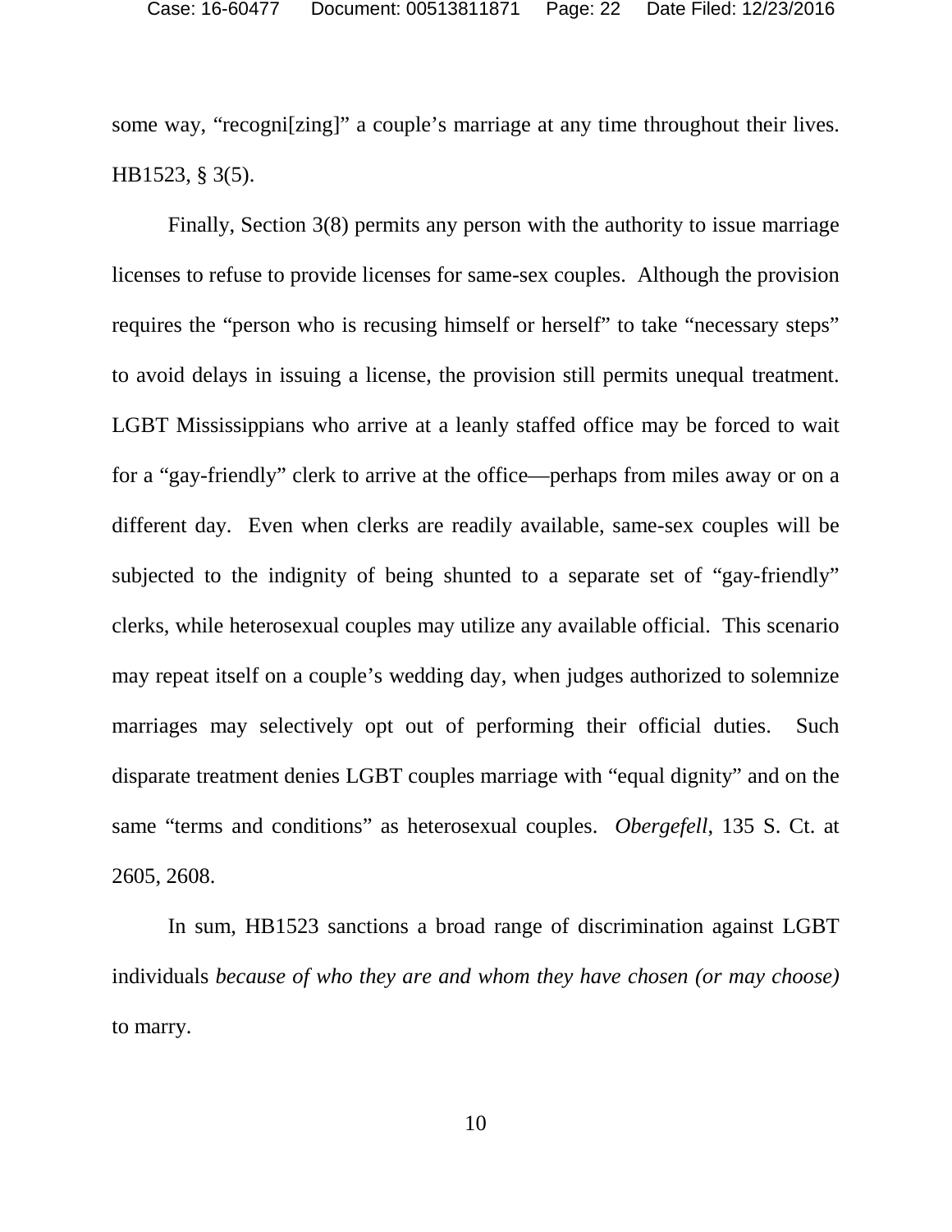some way, "recogni[zing]" a couple's marriage at any time throughout their lives. HB1523, § 3(5).

Finally, Section 3(8) permits any person with the authority to issue marriage licenses to refuse to provide licenses for same-sex couples. Although the provision requires the "person who is recusing himself or herself" to take "necessary steps" to avoid delays in issuing a license, the provision still permits unequal treatment. LGBT Mississippians who arrive at a leanly staffed office may be forced to wait for a "gay-friendly" clerk to arrive at the office—perhaps from miles away or on a different day. Even when clerks are readily available, same-sex couples will be subjected to the indignity of being shunted to a separate set of "gay-friendly" clerks, while heterosexual couples may utilize any available official. This scenario may repeat itself on a couple's wedding day, when judges authorized to solemnize marriages may selectively opt out of performing their official duties. Such disparate treatment denies LGBT couples marriage with "equal dignity" and on the same "terms and conditions" as heterosexual couples. *Obergefell*, 135 S. Ct. at 2605, 2608.

In sum, HB1523 sanctions a broad range of discrimination against LGBT individuals *because of who they are and whom they have chosen (or may choose)* to marry.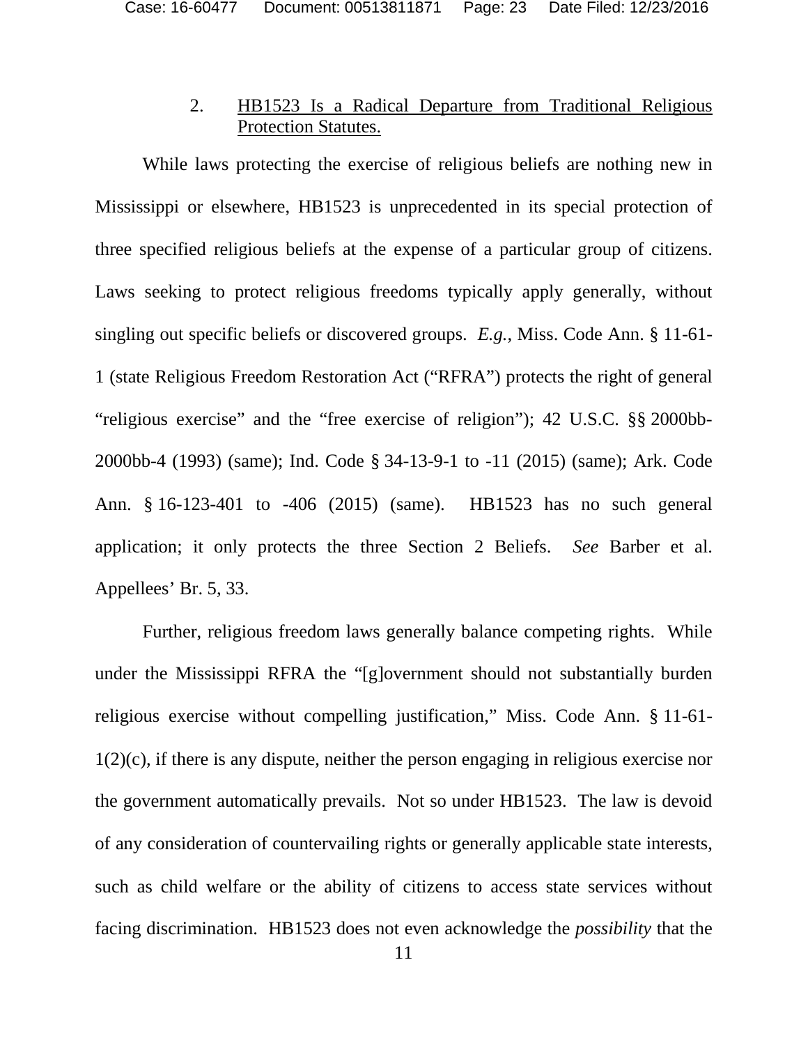### 2. <u>HB1523 Is a Radical Departure from Traditional Religious Protection Statutes.</u>

While laws protecting the exercise of religious beliefs are nothing new in Mississippi or elsewhere, HB1523 is unprecedented in its special protection of three specified religious beliefs at the expense of a particular group of citizens. Laws seeking to protect religious freedoms typically apply generally, without singling out specific beliefs or discovered groups. *E.g.*, Miss. Code Ann. § 11-61-1 (state Religious Freedom Restoration Act ("RFRA") protects the right of general "religious exercise" and the "free exercise of religion"); 42 U.S.C. §§ 2000bb-2000bb-4 (1993) (same); Ind. Code § 34-13-9-1 to -11 (2015) (same); Ark. Code Ann. § 16-123-401 to -406 (2015) (same). HB1523 has no such general application; it only protects the three Section 2 Beliefs. *See* Barber et al. Appellees' Br. 5, 33.

Further, religious freedom laws generally balance competing rights. While under the Mississippi RFRA the "[g]overnment should not substantially burden religious exercise without compelling justification," Miss. Code Ann. § 11-61-1(2)(c), if there is any dispute, neither the person engaging in religious exercise nor the government automatically prevails. Not so under HB1523. The law is devoid of any consideration of countervailing rights or generally applicable state interests, such as child welfare or the ability of citizens to access state services without facing discrimination. HB1523 does not even acknowledge the *possibility* that the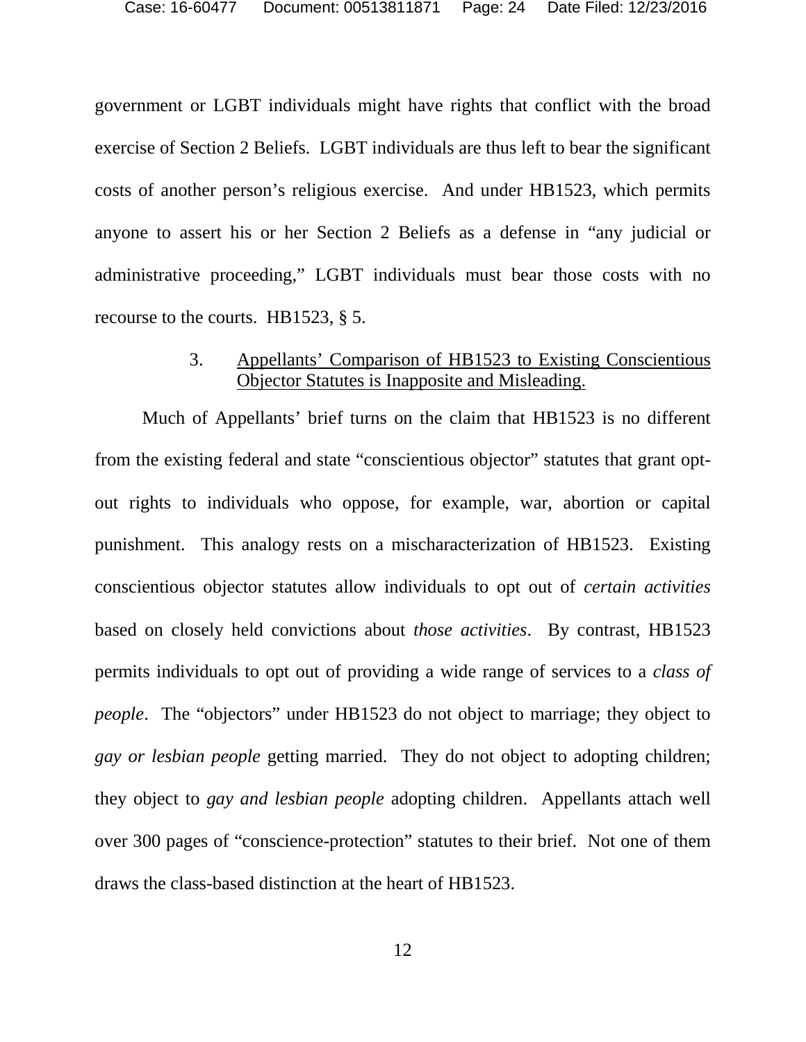government or LGBT individuals might have rights that conflict with the broad exercise of Section 2 Beliefs. LGBT individuals are thus left to bear the significant costs of another person's religious exercise. And under HB1523, which permits anyone to assert his or her Section 2 Beliefs as a defense in "any judicial or administrative proceeding," LGBT individuals must bear those costs with no recourse to the courts. HB1523, § 5.

### 3. Appellants' Comparison of HB1523 to Existing Conscientious Objector Statutes is Inapposite and Misleading.

Much of Appellants' brief turns on the claim that HB1523 is no different from the existing federal and state "conscientious objector" statutes that grant opt-out rights to individuals who oppose, for example, war, abortion or capital punishment. This analogy rests on a mischaracterization of HB1523. Existing conscientious objector statutes allow individuals to opt out of *certain activities* based on closely held convictions about *those activities*. By contrast, HB1523 permits individuals to opt out of providing a wide range of services to a *class of people*. The "objectors" under HB1523 do not object to marriage; they object to *gay or lesbian people* getting married. They do not object to adopting children; they object to *gay and lesbian people* adopting children. Appellants attach well over 300 pages of "conscience-protection" statutes to their brief. Not one of them draws the class-based distinction at the heart of HB1523.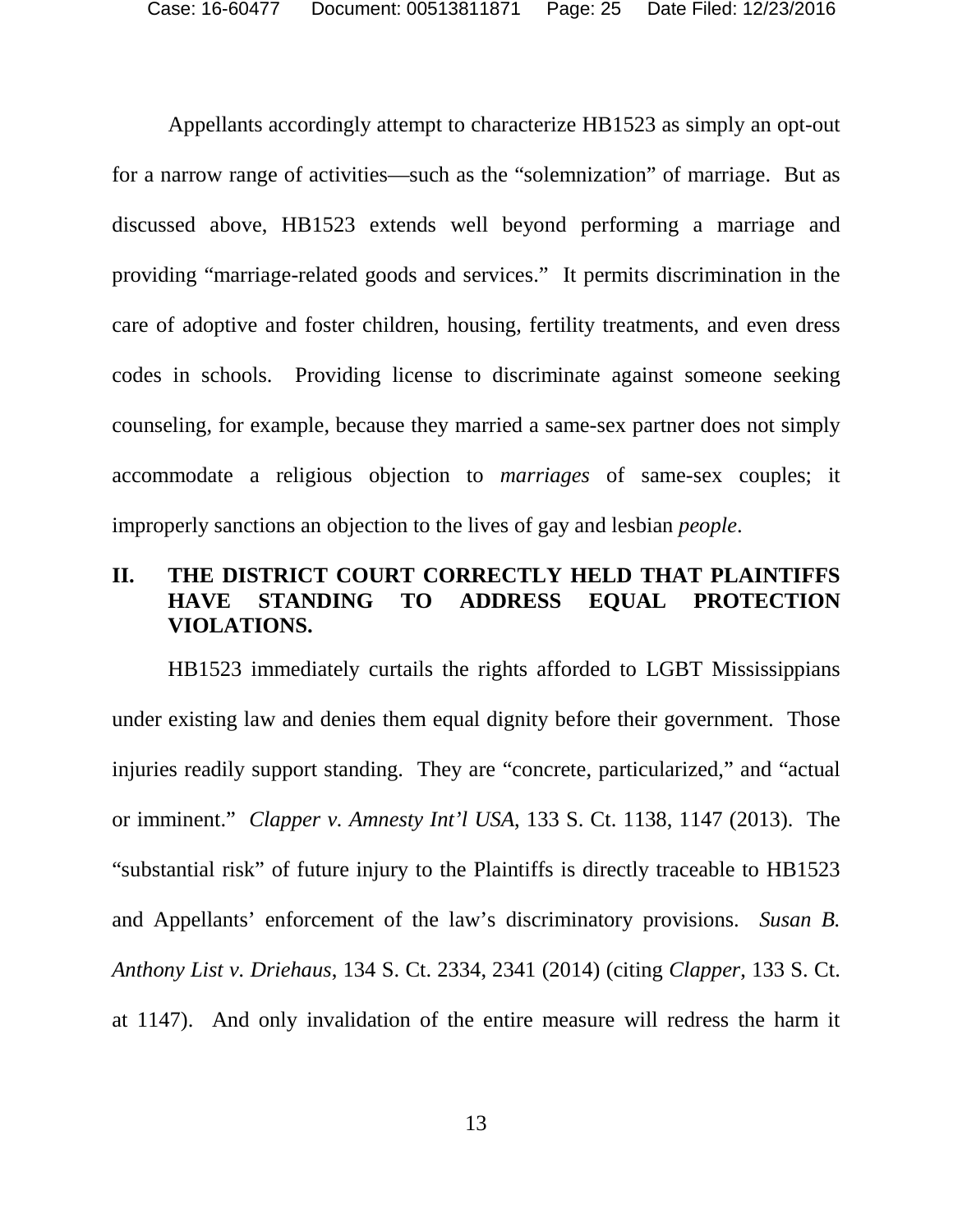Appellants accordingly attempt to characterize HB1523 as simply an opt-out for a narrow range of activities—such as the "solemnization" of marriage. But as discussed above, HB1523 extends well beyond performing a marriage and providing "marriage-related goods and services." It permits discrimination in the care of adoptive and foster children, housing, fertility treatments, and even dress codes in schools. Providing license to discriminate against someone seeking counseling, for example, because they married a same-sex partner does not simply accommodate a religious objection to *marriages* of same-sex couples; it improperly sanctions an objection to the lives of gay and lesbian *people*.

## II. THE DISTRICT COURT CORRECTLY HELD THAT PLAINTIFFS HAVE STANDING TO ADDRESS EQUAL PROTECTION VIOLATIONS.

HB1523 immediately curtails the rights afforded to LGBT Mississippians under existing law and denies them equal dignity before their government. Those injuries readily support standing. They are "concrete, particularized," and "actual or imminent." *Clapper v. Amnesty Int'l USA*, 133 S. Ct. 1138, 1147 (2013). The "substantial risk" of future injury to the Plaintiffs is directly traceable to HB1523 and Appellants' enforcement of the law's discriminatory provisions. *Susan B. Anthony List v. Driehaus*, 134 S. Ct. 2334, 2341 (2014) (citing *Clapper*, 133 S. Ct. at 1147). And only invalidation of the entire measure will redress the harm it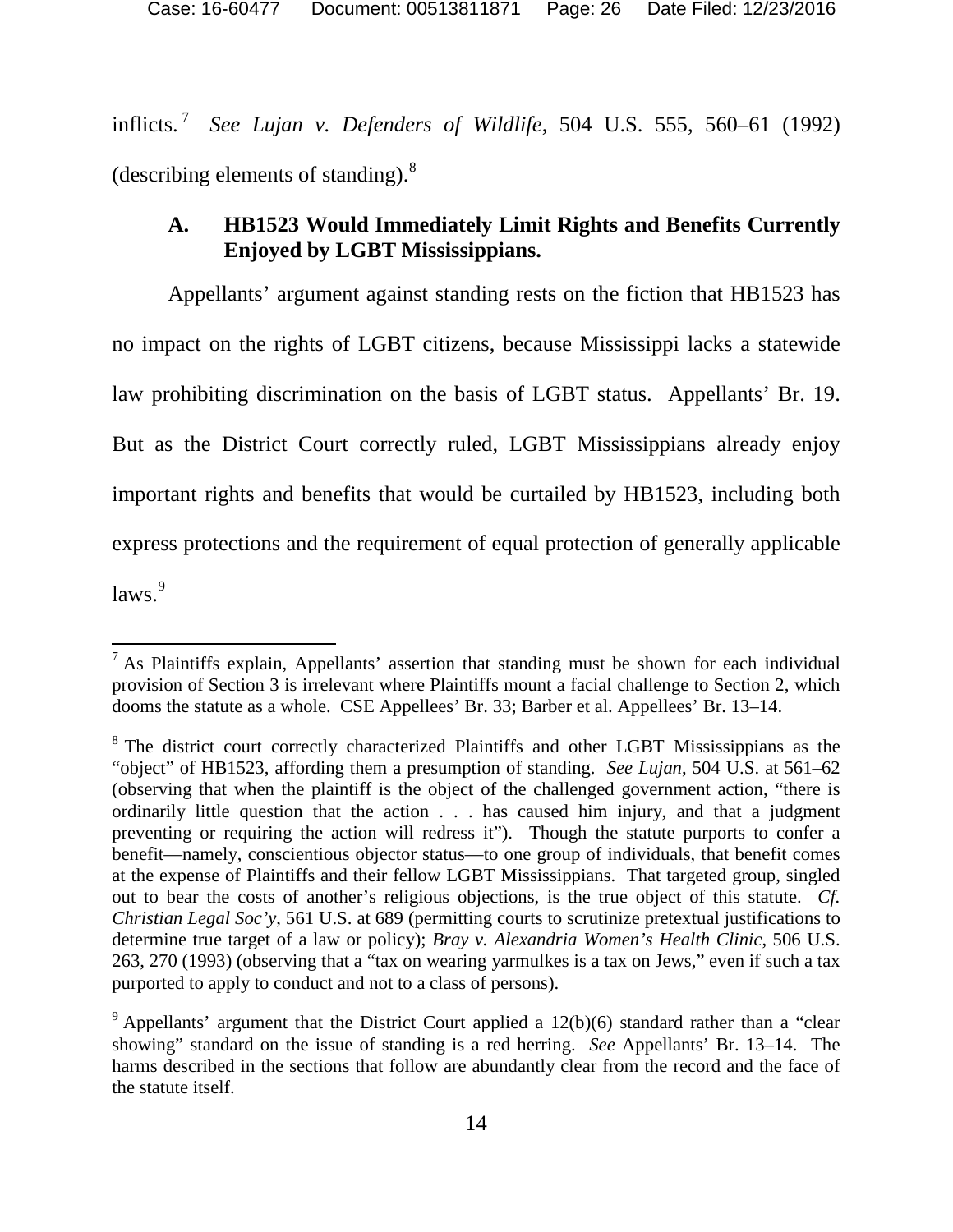inflicts.[7] *See Lujan v. Defenders of Wildlife*, 504 U.S. 555, 560–61 (1992) (describing elements of standing).[8]

### A. HB1523 Would Immediately Limit Rights and Benefits Currently Enjoyed by LGBT Mississippians.

Appellants' argument against standing rests on the fiction that HB1523 has no impact on the rights of LGBT citizens, because Mississippi lacks a statewide law prohibiting discrimination on the basis of LGBT status. Appellants' Br. 19. But as the District Court correctly ruled, LGBT Mississippians already enjoy important rights and benefits that would be curtailed by HB1523, including both express protections and the requirement of equal protection of generally applicable laws.[9]

---

[7] As Plaintiffs explain, Appellants' assertion that standing must be shown for each individual provision of Section 3 is irrelevant where Plaintiffs mount a facial challenge to Section 2, which dooms the statute as a whole. CSE Appellees' Br. 33; Barber et al. Appellees' Br. 13–14.

[8] The district court correctly characterized Plaintiffs and other LGBT Mississippians as the "object" of HB1523, affording them a presumption of standing. *See Lujan*, 504 U.S. at 561–62 (observing that when the plaintiff is the object of the challenged government action, "there is ordinarily little question that the action . . . has caused him injury, and that a judgment preventing or requiring the action will redress it"). Though the statute purports to confer a benefit—namely, conscientious objector status—to one group of individuals, that benefit comes at the expense of Plaintiffs and their fellow LGBT Mississippians. That targeted group, singled out to bear the costs of another's religious objections, is the true object of this statute. *Cf. Christian Legal Soc'y*, 561 U.S. at 689 (permitting courts to scrutinize pretextual justifications to determine true target of a law or policy); *Bray v. Alexandria Women's Health Clinic*, 506 U.S. 263, 270 (1993) (observing that a "tax on wearing yarmulkes is a tax on Jews," even if such a tax purported to apply to conduct and not to a class of persons).

[9] Appellants' argument that the District Court applied a 12(b)(6) standard rather than a "clear showing" standard on the issue of standing is a red herring. *See* Appellants' Br. 13–14. The harms described in the sections that follow are abundantly clear from the record and the face of the statute itself.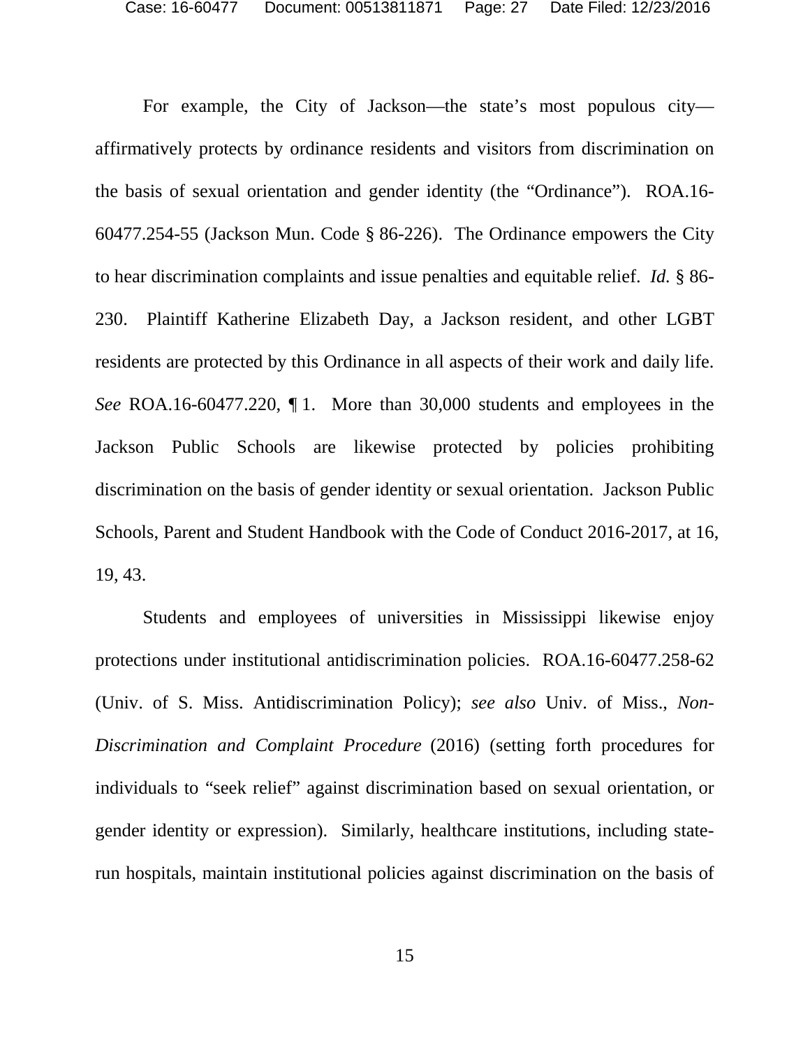For example, the City of Jackson—the state's most populous city—affirmatively protects by ordinance residents and visitors from discrimination on the basis of sexual orientation and gender identity (the "Ordinance"). ROA.16-60477.254-55 (Jackson Mun. Code § 86-226). The Ordinance empowers the City to hear discrimination complaints and issue penalties and equitable relief. *Id.* § 86-230. Plaintiff Katherine Elizabeth Day, a Jackson resident, and other LGBT residents are protected by this Ordinance in all aspects of their work and daily life. *See* ROA.16-60477.220, ¶ 1. More than 30,000 students and employees in the Jackson Public Schools are likewise protected by policies prohibiting discrimination on the basis of gender identity or sexual orientation. Jackson Public Schools, Parent and Student Handbook with the Code of Conduct 2016-2017, at 16, 19, 43.

Students and employees of universities in Mississippi likewise enjoy protections under institutional antidiscrimination policies. ROA.16-60477.258-62 (Univ. of S. Miss. Antidiscrimination Policy); *see also* Univ. of Miss., *Non-Discrimination and Complaint Procedure* (2016) (setting forth procedures for individuals to "seek relief" against discrimination based on sexual orientation, or gender identity or expression). Similarly, healthcare institutions, including state-run hospitals, maintain institutional policies against discrimination on the basis of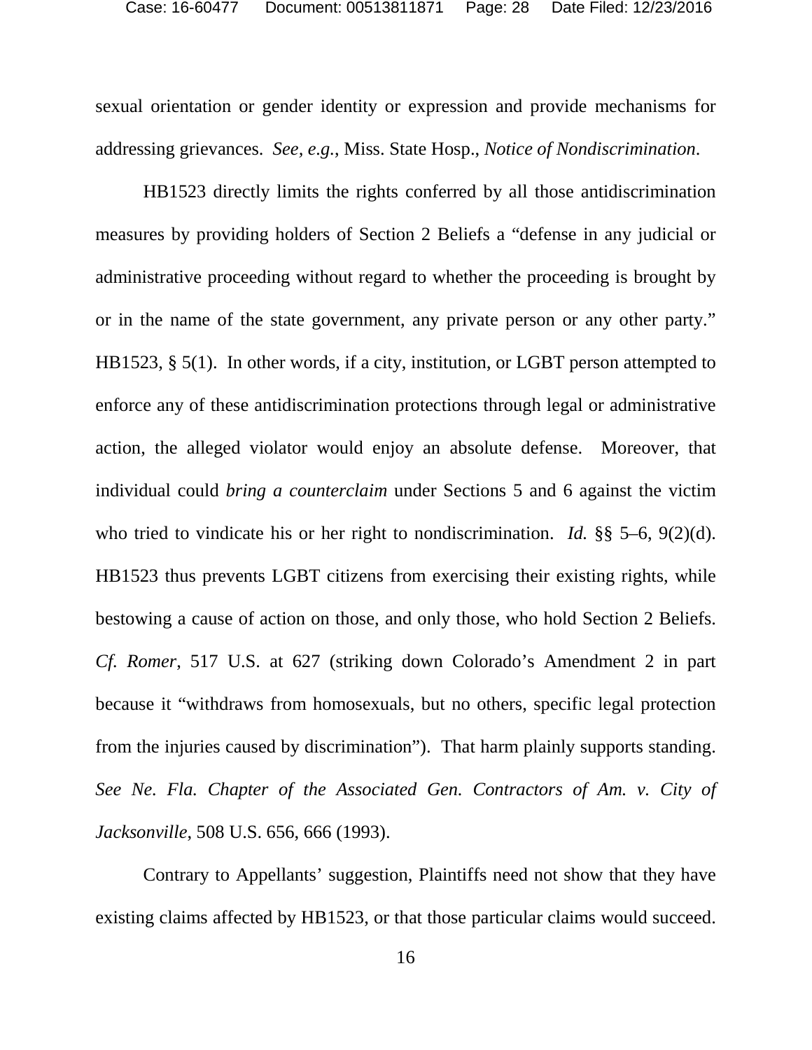sexual orientation or gender identity or expression and provide mechanisms for addressing grievances. *See, e.g.*, Miss. State Hosp., *Notice of Nondiscrimination*.

HB1523 directly limits the rights conferred by all those antidiscrimination measures by providing holders of Section 2 Beliefs a "defense in any judicial or administrative proceeding without regard to whether the proceeding is brought by or in the name of the state government, any private person or any other party." HB1523, § 5(1). In other words, if a city, institution, or LGBT person attempted to enforce any of these antidiscrimination protections through legal or administrative action, the alleged violator would enjoy an absolute defense. Moreover, that individual could *bring a counterclaim* under Sections 5 and 6 against the victim who tried to vindicate his or her right to nondiscrimination. *Id.* §§ 5–6, 9(2)(d). HB1523 thus prevents LGBT citizens from exercising their existing rights, while bestowing a cause of action on those, and only those, who hold Section 2 Beliefs. *Cf. Romer*, 517 U.S. at 627 (striking down Colorado's Amendment 2 in part because it "withdraws from homosexuals, but no others, specific legal protection from the injuries caused by discrimination"). That harm plainly supports standing. *See Ne. Fla. Chapter of the Associated Gen. Contractors of Am. v. City of Jacksonville*, 508 U.S. 656, 666 (1993).

Contrary to Appellants' suggestion, Plaintiffs need not show that they have existing claims affected by HB1523, or that those particular claims would succeed.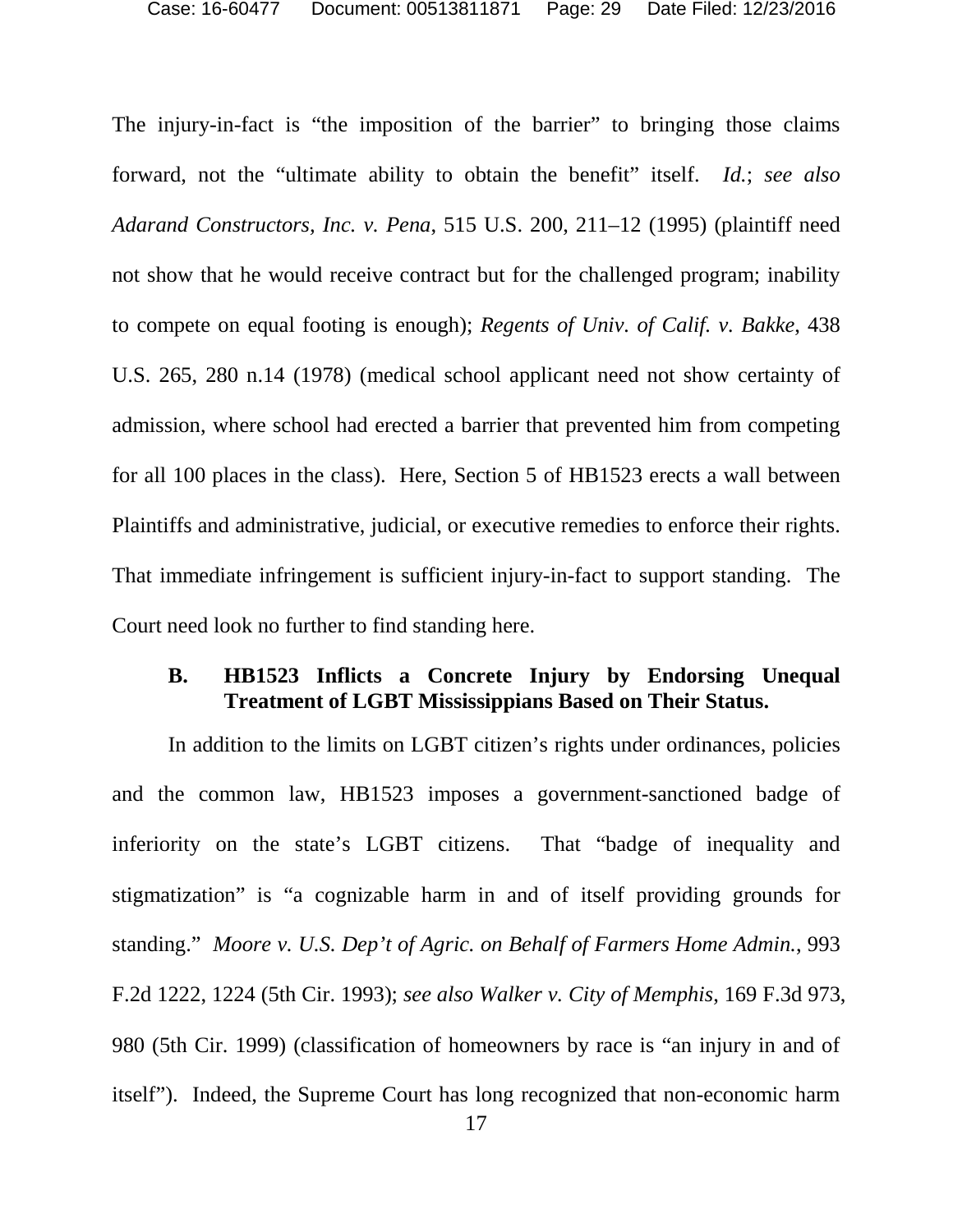The injury-in-fact is "the imposition of the barrier" to bringing those claims forward, not the "ultimate ability to obtain the benefit" itself. *Id.*; *see also Adarand Constructors, Inc. v. Pena*, 515 U.S. 200, 211–12 (1995) (plaintiff need not show that he would receive contract but for the challenged program; inability to compete on equal footing is enough); *Regents of Univ. of Calif. v. Bakke*, 438 U.S. 265, 280 n.14 (1978) (medical school applicant need not show certainty of admission, where school had erected a barrier that prevented him from competing for all 100 places in the class). Here, Section 5 of HB1523 erects a wall between Plaintiffs and administrative, judicial, or executive remedies to enforce their rights. That immediate infringement is sufficient injury-in-fact to support standing. The Court need look no further to find standing here.

### B. HB1523 Inflicts a Concrete Injury by Endorsing Unequal Treatment of LGBT Mississippians Based on Their Status.

In addition to the limits on LGBT citizen's rights under ordinances, policies and the common law, HB1523 imposes a government-sanctioned badge of inferiority on the state's LGBT citizens. That "badge of inequality and stigmatization" is "a cognizable harm in and of itself providing grounds for standing." *Moore v. U.S. Dep't of Agric. on Behalf of Farmers Home Admin.*, 993 F.2d 1222, 1224 (5th Cir. 1993); *see also Walker v. City of Memphis*, 169 F.3d 973, 980 (5th Cir. 1999) (classification of homeowners by race is "an injury in and of itself"). Indeed, the Supreme Court has long recognized that non-economic harm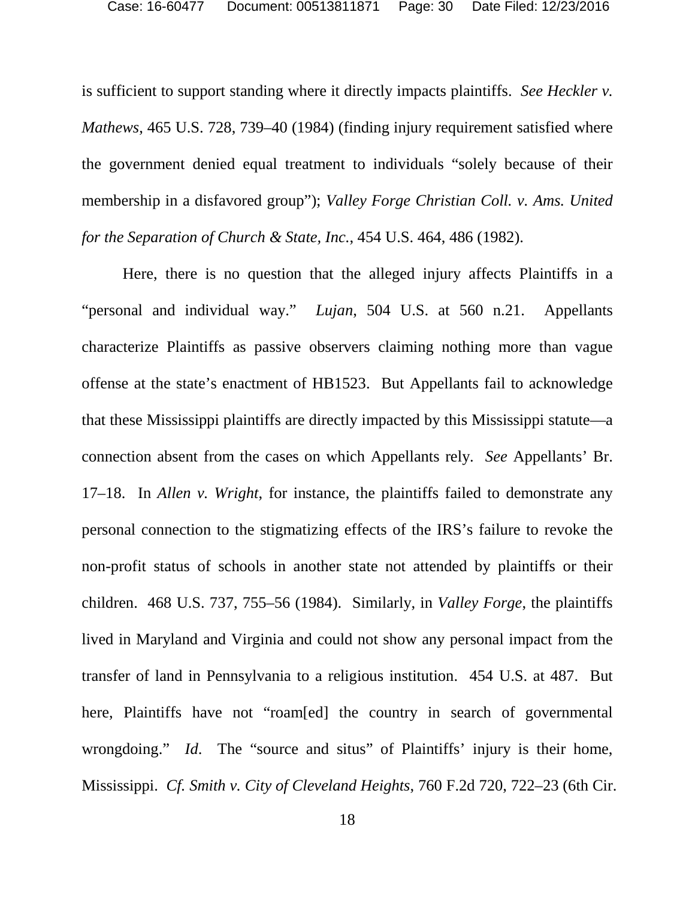is sufficient to support standing where it directly impacts plaintiffs. *See Heckler v. Mathews*, 465 U.S. 728, 739–40 (1984) (finding injury requirement satisfied where the government denied equal treatment to individuals "solely because of their membership in a disfavored group"); *Valley Forge Christian Coll. v. Ams. United for the Separation of Church & State, Inc.*, 454 U.S. 464, 486 (1982).

Here, there is no question that the alleged injury affects Plaintiffs in a "personal and individual way." *Lujan*, 504 U.S. at 560 n.21. Appellants characterize Plaintiffs as passive observers claiming nothing more than vague offense at the state's enactment of HB1523. But Appellants fail to acknowledge that these Mississippi plaintiffs are directly impacted by this Mississippi statute—a connection absent from the cases on which Appellants rely. *See* Appellants' Br. 17–18. In *Allen v. Wright*, for instance, the plaintiffs failed to demonstrate any personal connection to the stigmatizing effects of the IRS's failure to revoke the non-profit status of schools in another state not attended by plaintiffs or their children. 468 U.S. 737, 755–56 (1984). Similarly, in *Valley Forge*, the plaintiffs lived in Maryland and Virginia and could not show any personal impact from the transfer of land in Pennsylvania to a religious institution. 454 U.S. at 487. But here, Plaintiffs have not "roam[ed] the country in search of governmental wrongdoing." *Id*. The "source and situs" of Plaintiffs' injury is their home, Mississippi. *Cf. Smith v. City of Cleveland Heights*, 760 F.2d 720, 722–23 (6th Cir.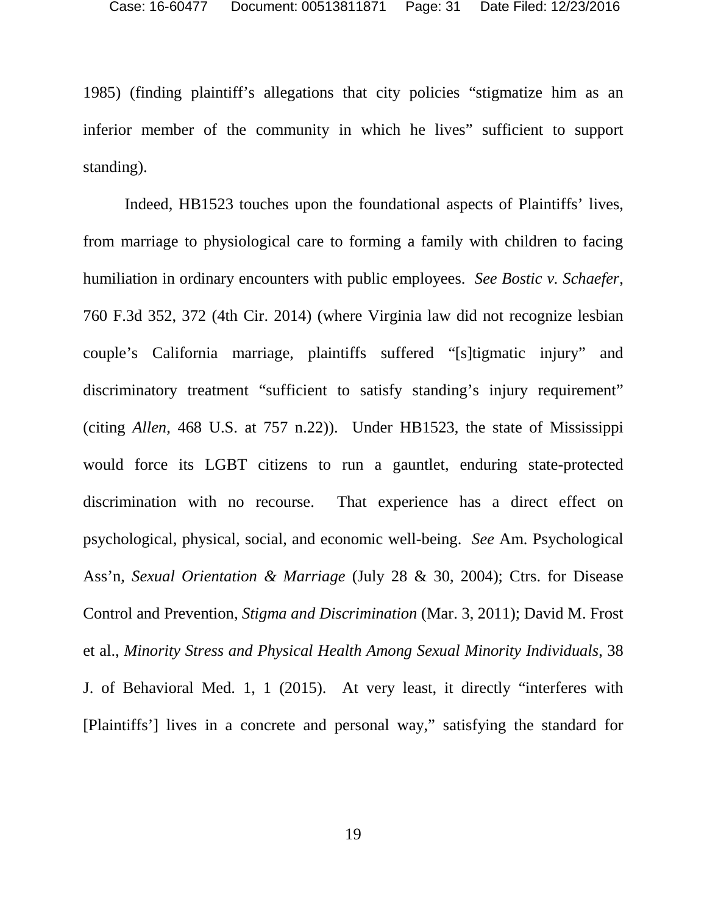1985) (finding plaintiff's allegations that city policies "stigmatize him as an inferior member of the community in which he lives" sufficient to support standing).

Indeed, HB1523 touches upon the foundational aspects of Plaintiffs' lives, from marriage to physiological care to forming a family with children to facing humiliation in ordinary encounters with public employees. *See Bostic v. Schaefer*, 760 F.3d 352, 372 (4th Cir. 2014) (where Virginia law did not recognize lesbian couple's California marriage, plaintiffs suffered "[s]tigmatic injury" and discriminatory treatment "sufficient to satisfy standing's injury requirement" (citing *Allen*, 468 U.S. at 757 n.22)). Under HB1523, the state of Mississippi would force its LGBT citizens to run a gauntlet, enduring state-protected discrimination with no recourse. That experience has a direct effect on psychological, physical, social, and economic well-being. *See* Am. Psychological Ass'n, *Sexual Orientation & Marriage* (July 28 & 30, 2004); Ctrs. for Disease Control and Prevention, *Stigma and Discrimination* (Mar. 3, 2011); David M. Frost et al., *Minority Stress and Physical Health Among Sexual Minority Individuals*, 38 J. of Behavioral Med. 1, 1 (2015). At very least, it directly "interferes with [Plaintiffs'] lives in a concrete and personal way," satisfying the standard for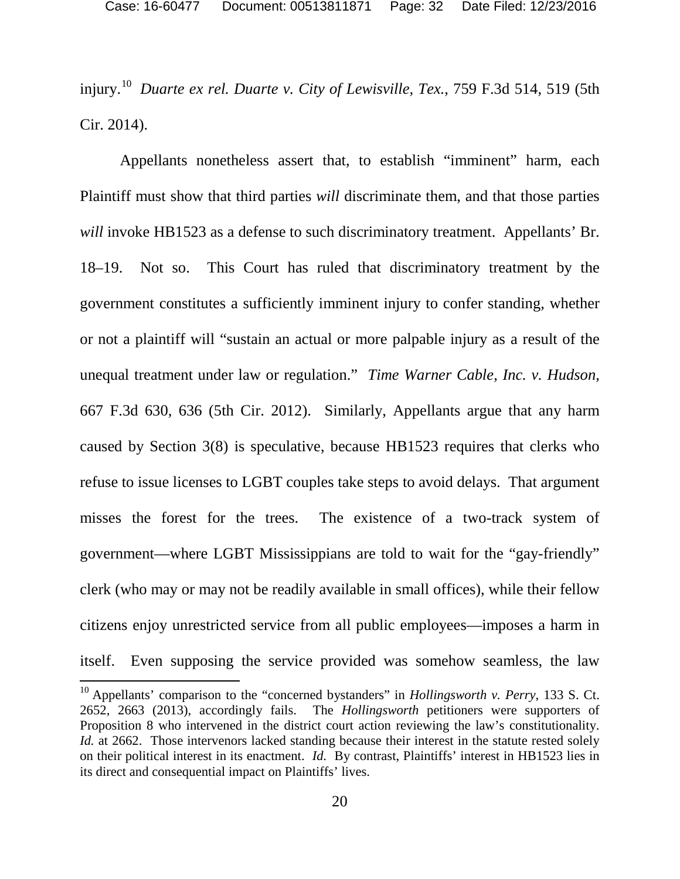injury.[10] *Duarte ex rel. Duarte v. City of Lewisville, Tex.*, 759 F.3d 514, 519 (5th Cir. 2014).

Appellants nonetheless assert that, to establish "imminent" harm, each Plaintiff must show that third parties *will* discriminate them, and that those parties *will* invoke HB1523 as a defense to such discriminatory treatment. Appellants' Br. 18–19. Not so. This Court has ruled that discriminatory treatment by the government constitutes a sufficiently imminent injury to confer standing, whether or not a plaintiff will "sustain an actual or more palpable injury as a result of the unequal treatment under law or regulation." *Time Warner Cable, Inc. v. Hudson*, 667 F.3d 630, 636 (5th Cir. 2012). Similarly, Appellants argue that any harm caused by Section 3(8) is speculative, because HB1523 requires that clerks who refuse to issue licenses to LGBT couples take steps to avoid delays. That argument misses the forest for the trees. The existence of a two-track system of government—where LGBT Mississippians are told to wait for the "gay-friendly" clerk (who may or may not be readily available in small offices), while their fellow citizens enjoy unrestricted service from all public employees—imposes a harm in itself. Even supposing the service provided was somehow seamless, the law

---

[10] Appellants' comparison to the "concerned bystanders" in *Hollingsworth v. Perry*, 133 S. Ct. 2652, 2663 (2013), accordingly fails. The *Hollingsworth* petitioners were supporters of Proposition 8 who intervened in the district court action reviewing the law's constitutionality. *Id.* at 2662. Those intervenors lacked standing because their interest in the statute rested solely on their political interest in its enactment. *Id.* By contrast, Plaintiffs' interest in HB1523 lies in its direct and consequential impact on Plaintiffs' lives.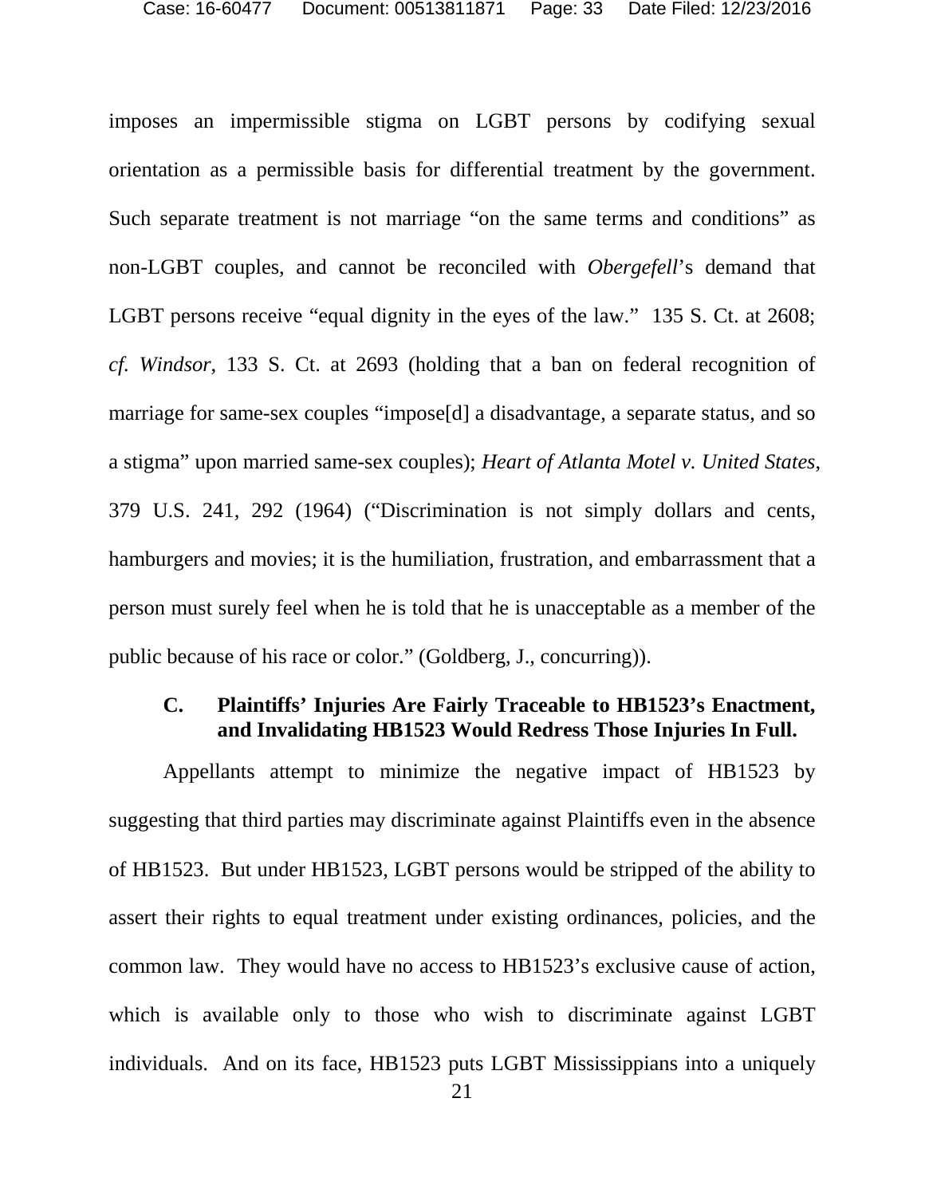imposes an impermissible stigma on LGBT persons by codifying sexual orientation as a permissible basis for differential treatment by the government. Such separate treatment is not marriage "on the same terms and conditions" as non-LGBT couples, and cannot be reconciled with *Obergefell*'s demand that LGBT persons receive "equal dignity in the eyes of the law." 135 S. Ct. at 2608; *cf. Windsor*, 133 S. Ct. at 2693 (holding that a ban on federal recognition of marriage for same-sex couples "impose[d] a disadvantage, a separate status, and so a stigma" upon married same-sex couples); *Heart of Atlanta Motel v. United States*, 379 U.S. 241, 292 (1964) ("Discrimination is not simply dollars and cents, hamburgers and movies; it is the humiliation, frustration, and embarrassment that a person must surely feel when he is told that he is unacceptable as a member of the public because of his race or color." (Goldberg, J., concurring)).

### C. Plaintiffs' Injuries Are Fairly Traceable to HB1523's Enactment, and Invalidating HB1523 Would Redress Those Injuries In Full.

Appellants attempt to minimize the negative impact of HB1523 by suggesting that third parties may discriminate against Plaintiffs even in the absence of HB1523. But under HB1523, LGBT persons would be stripped of the ability to assert their rights to equal treatment under existing ordinances, policies, and the common law. They would have no access to HB1523's exclusive cause of action, which is available only to those who wish to discriminate against LGBT individuals. And on its face, HB1523 puts LGBT Mississippians into a uniquely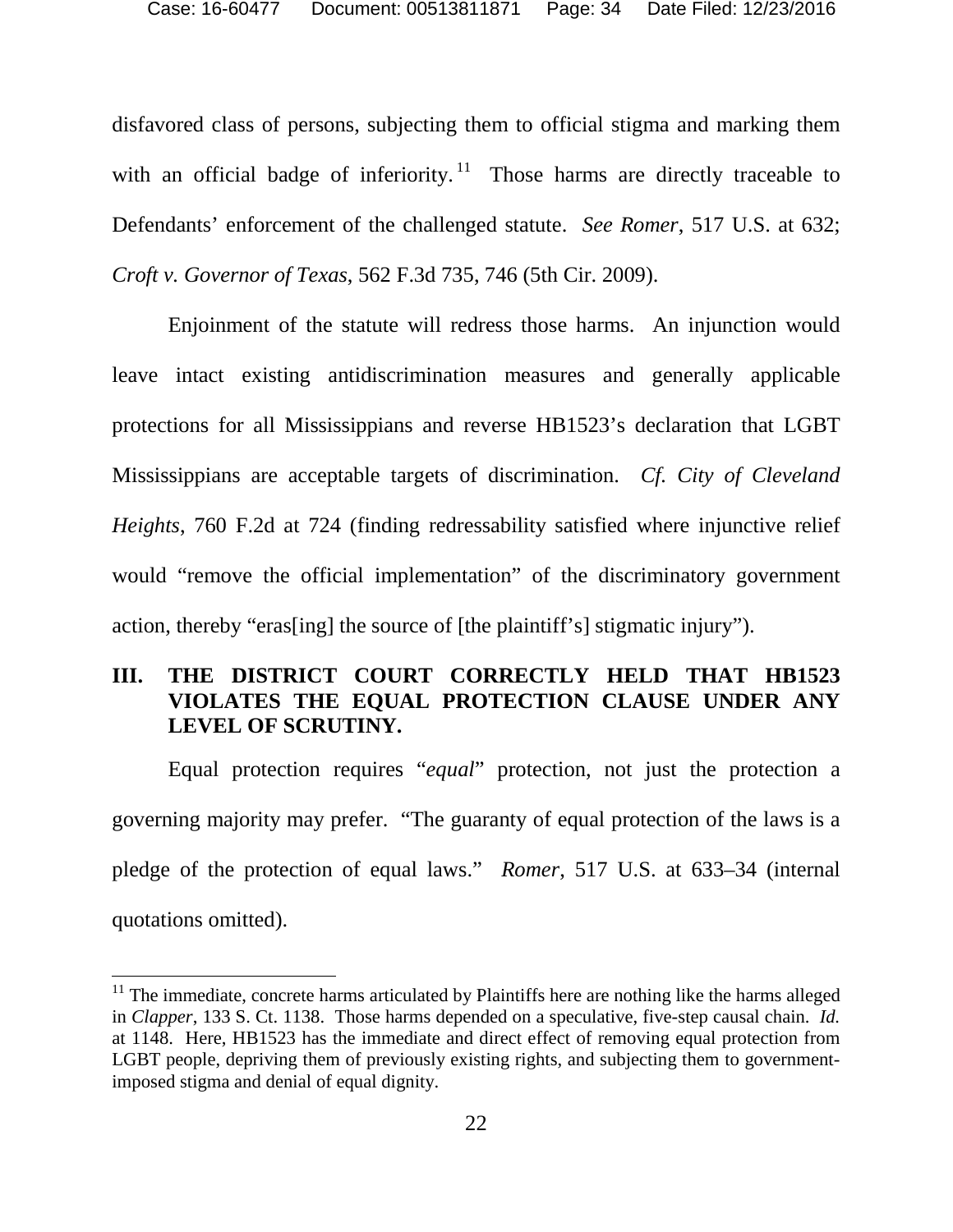disfavored class of persons, subjecting them to official stigma and marking them with an official badge of inferiority.[11] Those harms are directly traceable to Defendants' enforcement of the challenged statute. *See Romer*, 517 U.S. at 632; *Croft v. Governor of Texas*, 562 F.3d 735, 746 (5th Cir. 2009).

Enjoinment of the statute will redress those harms. An injunction would leave intact existing antidiscrimination measures and generally applicable protections for all Mississippians and reverse HB1523's declaration that LGBT Mississippians are acceptable targets of discrimination. *Cf. City of Cleveland Heights*, 760 F.2d at 724 (finding redressability satisfied where injunctive relief would "remove the official implementation" of the discriminatory government action, thereby "eras[ing] the source of [the plaintiff's] stigmatic injury").

## III. THE DISTRICT COURT CORRECTLY HELD THAT HB1523 VIOLATES THE EQUAL PROTECTION CLAUSE UNDER ANY LEVEL OF SCRUTINY.

Equal protection requires "*equal*" protection, not just the protection a governing majority may prefer. "The guaranty of equal protection of the laws is a pledge of the protection of equal laws." *Romer*, 517 U.S. at 633–34 (internal quotations omitted).

---

[11] The immediate, concrete harms articulated by Plaintiffs here are nothing like the harms alleged in *Clapper*, 133 S. Ct. 1138. Those harms depended on a speculative, five-step causal chain. *Id.* at 1148. Here, HB1523 has the immediate and direct effect of removing equal protection from LGBT people, depriving them of previously existing rights, and subjecting them to government-imposed stigma and denial of equal dignity.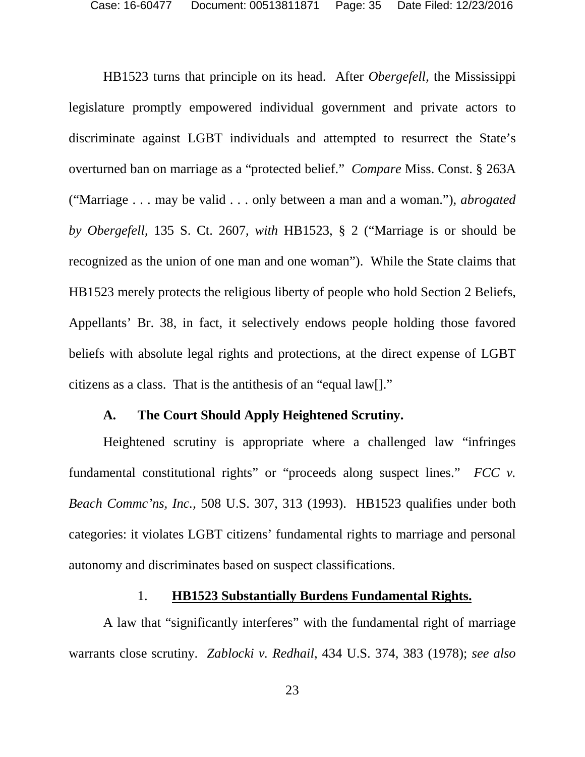HB1523 turns that principle on its head. After *Obergefell*, the Mississippi legislature promptly empowered individual government and private actors to discriminate against LGBT individuals and attempted to resurrect the State's overturned ban on marriage as a "protected belief." *Compare* Miss. Const. § 263A ("Marriage . . . may be valid . . . only between a man and a woman."), *abrogated by Obergefell*, 135 S. Ct. 2607, *with* HB1523, § 2 ("Marriage is or should be recognized as the union of one man and one woman"). While the State claims that HB1523 merely protects the religious liberty of people who hold Section 2 Beliefs, Appellants' Br. 38, in fact, it selectively endows people holding those favored beliefs with absolute legal rights and protections, at the direct expense of LGBT citizens as a class. That is the antithesis of an "equal law[]."

### A. The Court Should Apply Heightened Scrutiny.

Heightened scrutiny is appropriate where a challenged law "infringes fundamental constitutional rights" or "proceeds along suspect lines." *FCC v. Beach Commc'ns, Inc.*, 508 U.S. 307, 313 (1993). HB1523 qualifies under both categories: it violates LGBT citizens' fundamental rights to marriage and personal autonomy and discriminates based on suspect classifications.

#### 1. **HB1523 Substantially Burdens Fundamental Rights.**

A law that "significantly interferes" with the fundamental right of marriage warrants close scrutiny. *Zablocki v. Redhail*, 434 U.S. 374, 383 (1978); *see also*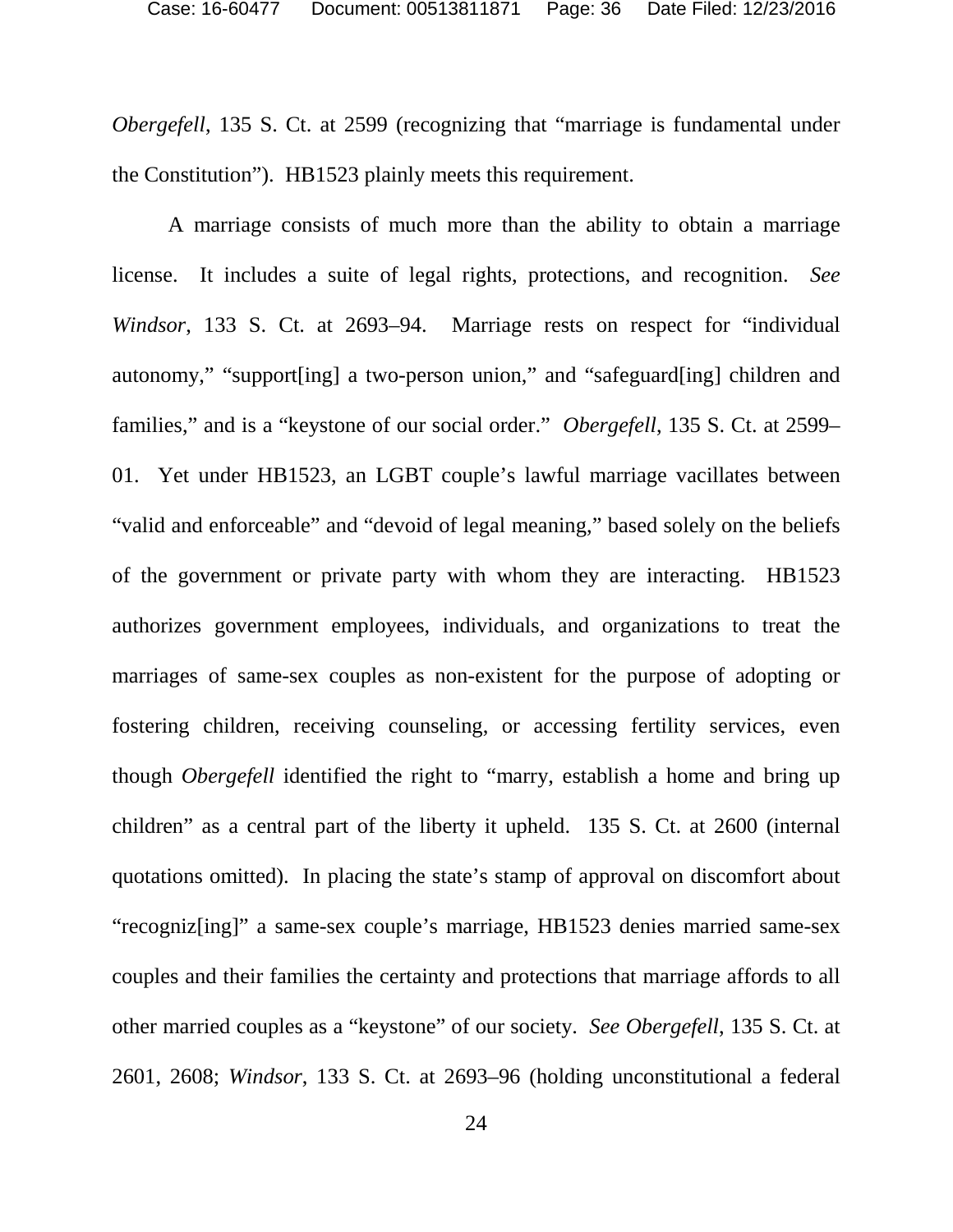*Obergefell*, 135 S. Ct. at 2599 (recognizing that "marriage is fundamental under the Constitution"). HB1523 plainly meets this requirement.

A marriage consists of much more than the ability to obtain a marriage license. It includes a suite of legal rights, protections, and recognition. *See Windsor*, 133 S. Ct. at 2693–94. Marriage rests on respect for "individual autonomy," "support[ing] a two-person union," and "safeguard[ing] children and families," and is a "keystone of our social order." *Obergefell*, 135 S. Ct. at 2599–01. Yet under HB1523, an LGBT couple's lawful marriage vacillates between "valid and enforceable" and "devoid of legal meaning," based solely on the beliefs of the government or private party with whom they are interacting. HB1523 authorizes government employees, individuals, and organizations to treat the marriages of same-sex couples as non-existent for the purpose of adopting or fostering children, receiving counseling, or accessing fertility services, even though *Obergefell* identified the right to "marry, establish a home and bring up children" as a central part of the liberty it upheld. 135 S. Ct. at 2600 (internal quotations omitted). In placing the state's stamp of approval on discomfort about "recogniz[ing]" a same-sex couple's marriage, HB1523 denies married same-sex couples and their families the certainty and protections that marriage affords to all other married couples as a "keystone" of our society. *See Obergefell*, 135 S. Ct. at 2601, 2608; *Windsor*, 133 S. Ct. at 2693–96 (holding unconstitutional a federal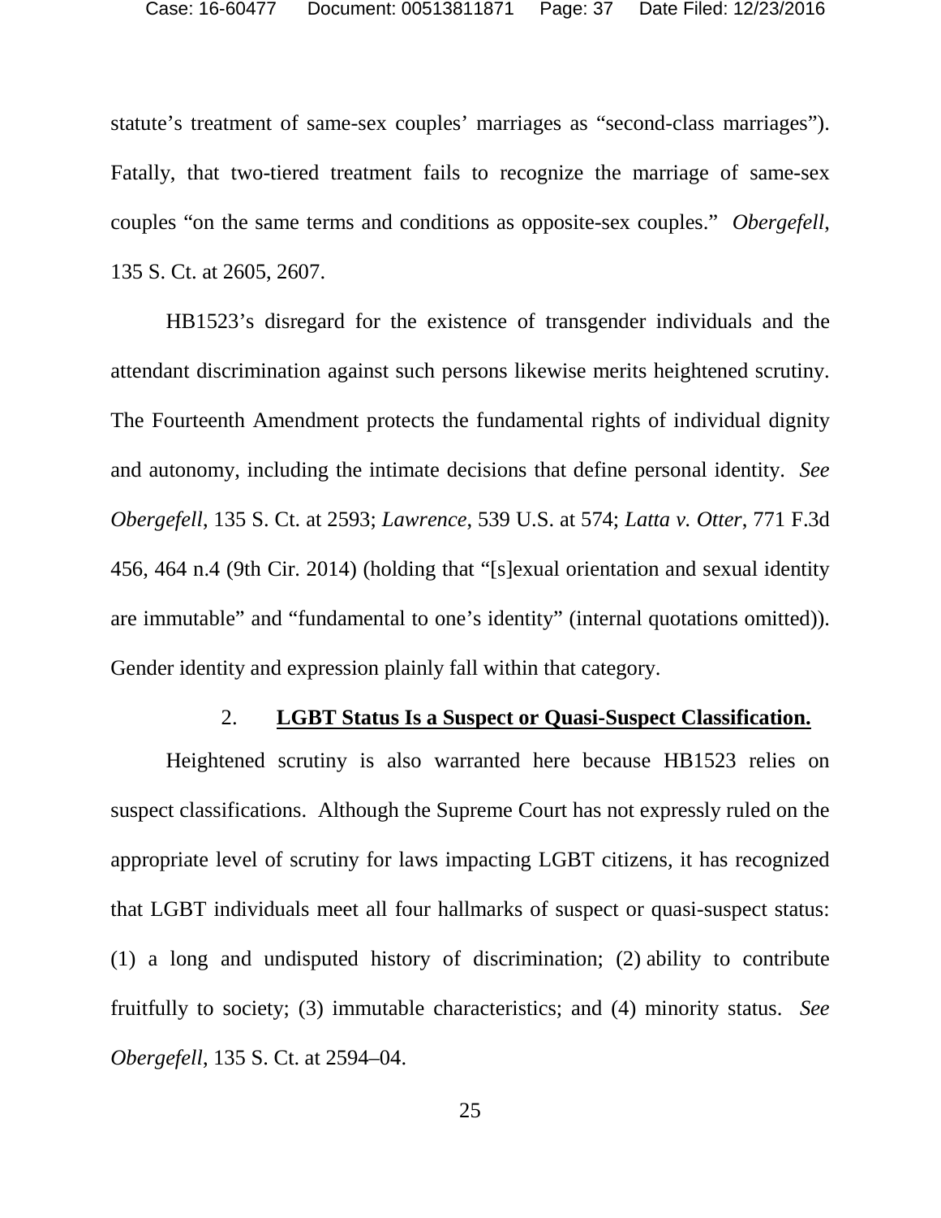statute's treatment of same-sex couples' marriages as "second-class marriages"). Fatally, that two-tiered treatment fails to recognize the marriage of same-sex couples "on the same terms and conditions as opposite-sex couples." *Obergefell*, 135 S. Ct. at 2605, 2607.

HB1523's disregard for the existence of transgender individuals and the attendant discrimination against such persons likewise merits heightened scrutiny. The Fourteenth Amendment protects the fundamental rights of individual dignity and autonomy, including the intimate decisions that define personal identity. *See Obergefell*, 135 S. Ct. at 2593; *Lawrence*, 539 U.S. at 574; *Latta v. Otter*, 771 F.3d 456, 464 n.4 (9th Cir. 2014) (holding that "[s]exual orientation and sexual identity are immutable" and "fundamental to one's identity" (internal quotations omitted)). Gender identity and expression plainly fall within that category.

### 2. **LGBT Status Is a Suspect or Quasi-Suspect Classification.**

Heightened scrutiny is also warranted here because HB1523 relies on suspect classifications. Although the Supreme Court has not expressly ruled on the appropriate level of scrutiny for laws impacting LGBT citizens, it has recognized that LGBT individuals meet all four hallmarks of suspect or quasi-suspect status: (1) a long and undisputed history of discrimination; (2) ability to contribute fruitfully to society; (3) immutable characteristics; and (4) minority status. *See Obergefell*, 135 S. Ct. at 2594–04.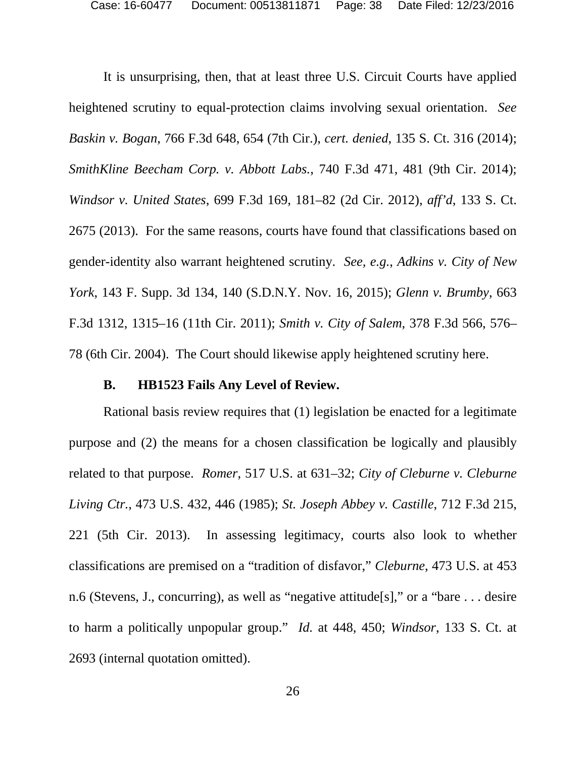It is unsurprising, then, that at least three U.S. Circuit Courts have applied heightened scrutiny to equal-protection claims involving sexual orientation. *See Baskin v. Bogan*, 766 F.3d 648, 654 (7th Cir.), *cert. denied*, 135 S. Ct. 316 (2014); *SmithKline Beecham Corp. v. Abbott Labs.*, 740 F.3d 471, 481 (9th Cir. 2014); *Windsor v. United States*, 699 F.3d 169, 181–82 (2d Cir. 2012), *aff'd*, 133 S. Ct. 2675 (2013). For the same reasons, courts have found that classifications based on gender-identity also warrant heightened scrutiny. *See, e.g.*, *Adkins v. City of New York*, 143 F. Supp. 3d 134, 140 (S.D.N.Y. Nov. 16, 2015); *Glenn v. Brumby*, 663 F.3d 1312, 1315–16 (11th Cir. 2011); *Smith v. City of Salem*, 378 F.3d 566, 576–78 (6th Cir. 2004). The Court should likewise apply heightened scrutiny here.

### B. HB1523 Fails Any Level of Review.

Rational basis review requires that (1) legislation be enacted for a legitimate purpose and (2) the means for a chosen classification be logically and plausibly related to that purpose. *Romer*, 517 U.S. at 631–32; *City of Cleburne v. Cleburne Living Ctr.*, 473 U.S. 432, 446 (1985); *St. Joseph Abbey v. Castille*, 712 F.3d 215, 221 (5th Cir. 2013). In assessing legitimacy, courts also look to whether classifications are premised on a "tradition of disfavor," *Cleburne*, 473 U.S. at 453 n.6 (Stevens, J., concurring), as well as "negative attitude[s]," or a "bare . . . desire to harm a politically unpopular group." *Id.* at 448, 450; *Windsor*, 133 S. Ct. at 2693 (internal quotation omitted).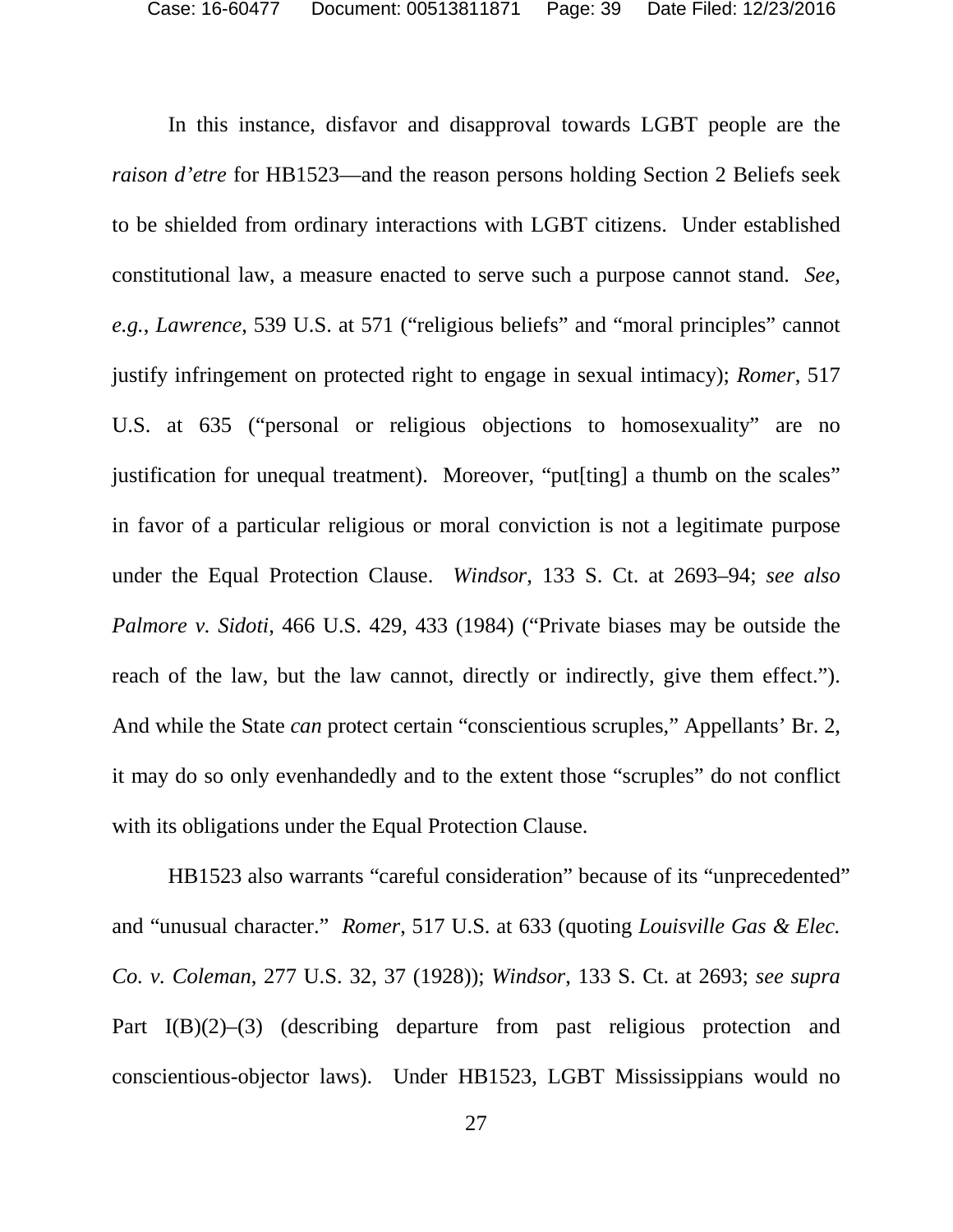In this instance, disfavor and disapproval towards LGBT people are the *raison d'etre* for HB1523—and the reason persons holding Section 2 Beliefs seek to be shielded from ordinary interactions with LGBT citizens. Under established constitutional law, a measure enacted to serve such a purpose cannot stand. *See, e.g.*, *Lawrence*, 539 U.S. at 571 ("religious beliefs" and "moral principles" cannot justify infringement on protected right to engage in sexual intimacy); *Romer*, 517 U.S. at 635 ("personal or religious objections to homosexuality" are no justification for unequal treatment). Moreover, "put[ting] a thumb on the scales" in favor of a particular religious or moral conviction is not a legitimate purpose under the Equal Protection Clause. *Windsor*, 133 S. Ct. at 2693–94; *see also Palmore v. Sidoti*, 466 U.S. 429, 433 (1984) ("Private biases may be outside the reach of the law, but the law cannot, directly or indirectly, give them effect."). And while the State *can* protect certain "conscientious scruples," Appellants' Br. 2, it may do so only evenhandedly and to the extent those "scruples" do not conflict with its obligations under the Equal Protection Clause.

HB1523 also warrants "careful consideration" because of its "unprecedented" and "unusual character." *Romer*, 517 U.S. at 633 (quoting *Louisville Gas & Elec. Co. v. Coleman*, 277 U.S. 32, 37 (1928)); *Windsor*, 133 S. Ct. at 2693; *see supra* Part I(B)(2)–(3) (describing departure from past religious protection and conscientious-objector laws). Under HB1523, LGBT Mississippians would no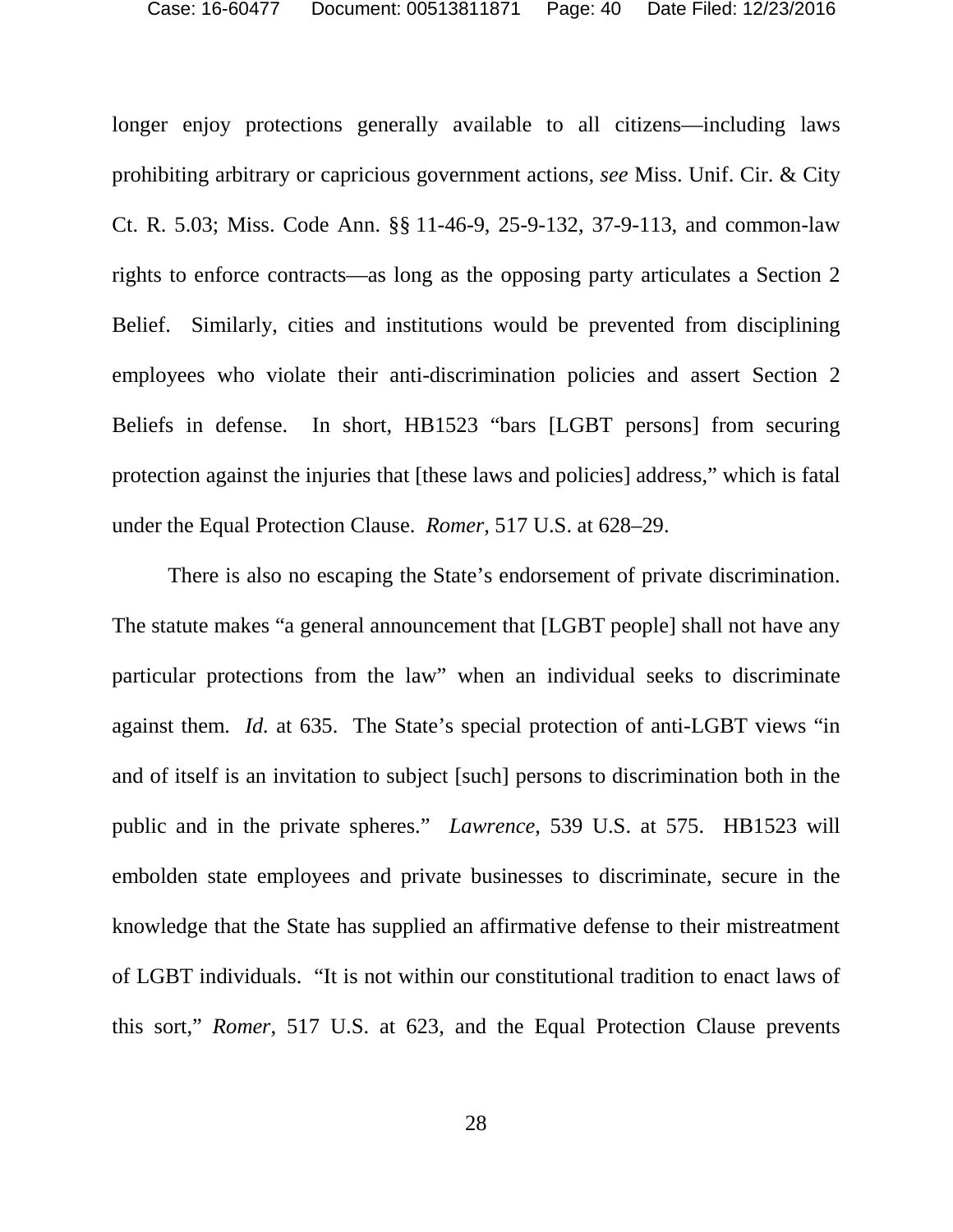longer enjoy protections generally available to all citizens—including laws prohibiting arbitrary or capricious government actions, *see* Miss. Unif. Cir. & City Ct. R. 5.03; Miss. Code Ann. §§ 11-46-9, 25-9-132, 37-9-113, and common-law rights to enforce contracts—as long as the opposing party articulates a Section 2 Belief. Similarly, cities and institutions would be prevented from disciplining employees who violate their anti-discrimination policies and assert Section 2 Beliefs in defense. In short, HB1523 "bars [LGBT persons] from securing protection against the injuries that [these laws and policies] address," which is fatal under the Equal Protection Clause. *Romer*, 517 U.S. at 628–29.

There is also no escaping the State's endorsement of private discrimination. The statute makes "a general announcement that [LGBT people] shall not have any particular protections from the law" when an individual seeks to discriminate against them. *Id.* at 635. The State's special protection of anti-LGBT views "in and of itself is an invitation to subject [such] persons to discrimination both in the public and in the private spheres." *Lawrence*, 539 U.S. at 575. HB1523 will embolden state employees and private businesses to discriminate, secure in the knowledge that the State has supplied an affirmative defense to their mistreatment of LGBT individuals. "It is not within our constitutional tradition to enact laws of this sort," *Romer*, 517 U.S. at 623, and the Equal Protection Clause prevents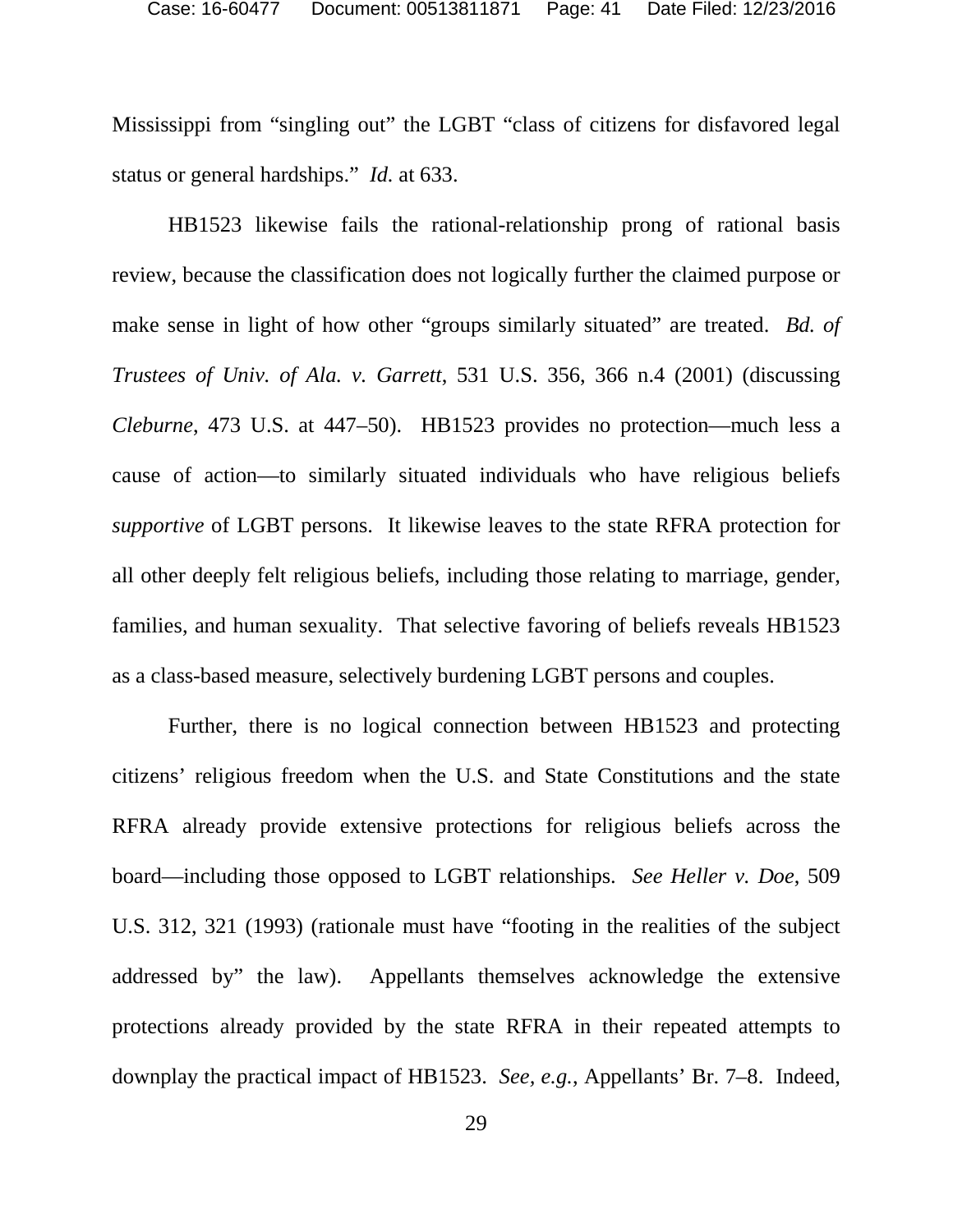Mississippi from "singling out" the LGBT "class of citizens for disfavored legal status or general hardships." *Id.* at 633.

HB1523 likewise fails the rational-relationship prong of rational basis review, because the classification does not logically further the claimed purpose or make sense in light of how other "groups similarly situated" are treated. *Bd. of Trustees of Univ. of Ala. v. Garrett*, 531 U.S. 356, 366 n.4 (2001) (discussing *Cleburne*, 473 U.S. at 447–50). HB1523 provides no protection—much less a cause of action—to similarly situated individuals who have religious beliefs *supportive* of LGBT persons. It likewise leaves to the state RFRA protection for all other deeply felt religious beliefs, including those relating to marriage, gender, families, and human sexuality. That selective favoring of beliefs reveals HB1523 as a class-based measure, selectively burdening LGBT persons and couples.

Further, there is no logical connection between HB1523 and protecting citizens' religious freedom when the U.S. and State Constitutions and the state RFRA already provide extensive protections for religious beliefs across the board—including those opposed to LGBT relationships. *See Heller v. Doe*, 509 U.S. 312, 321 (1993) (rationale must have "footing in the realities of the subject addressed by" the law). Appellants themselves acknowledge the extensive protections already provided by the state RFRA in their repeated attempts to downplay the practical impact of HB1523. *See, e.g.*, Appellants' Br. 7–8. Indeed,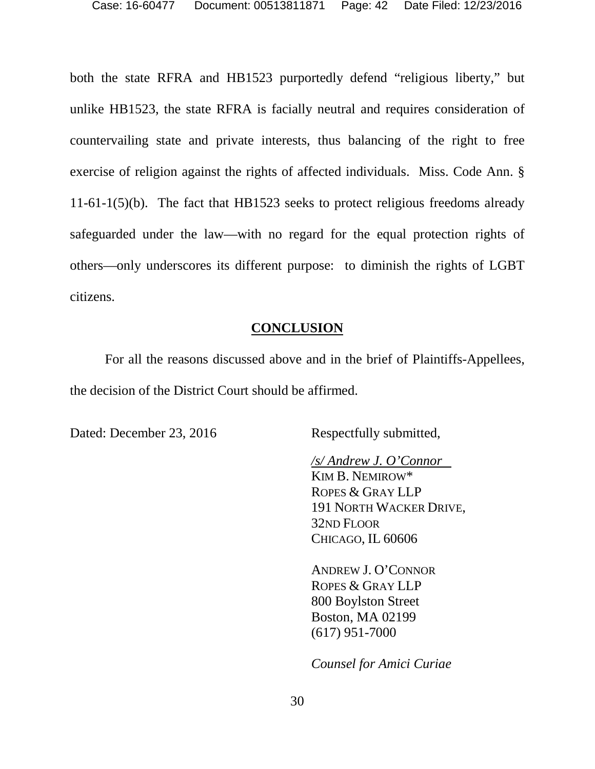both the state RFRA and HB1523 purportedly defend "religious liberty," but unlike HB1523, the state RFRA is facially neutral and requires consideration of countervailing state and private interests, thus balancing of the right to free exercise of religion against the rights of affected individuals. Miss. Code Ann. § 11-61-1(5)(b). The fact that HB1523 seeks to protect religious freedoms already safeguarded under the law—with no regard for the equal protection rights of others—only underscores its different purpose: to diminish the rights of LGBT citizens.

## **CONCLUSION**

For all the reasons discussed above and in the brief of Plaintiffs-Appellees, the decision of the District Court should be affirmed.

Dated: December 23, 2016

Respectfully submitted,

*/s/ Andrew J. O'Connor*
KIM B. NEMIROW*
ROPES & GRAY LLP
191 NORTH WACKER DRIVE,
32ND FLOOR
CHICAGO, IL 60606

ANDREW J. O'CONNOR
ROPES & GRAY LLP
800 Boylston Street
Boston, MA 02199
(617) 951-7000

*Counsel for Amici Curiae*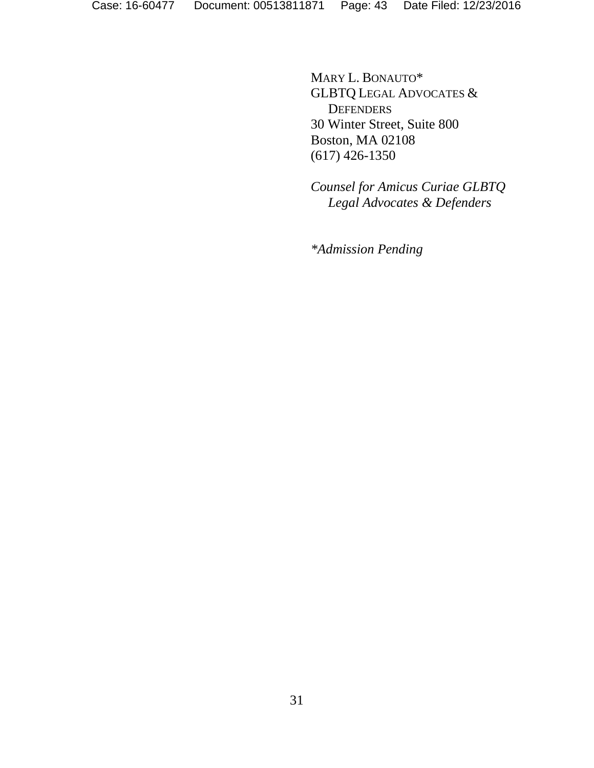MARY L. BONAUTO*
GLBTQ LEGAL ADVOCATES & DEFENDERS
30 Winter Street, Suite 800
Boston, MA 02108
(617) 426-1350

*Counsel for Amicus Curiae GLBTQ Legal Advocates & Defenders*

**Admission Pending*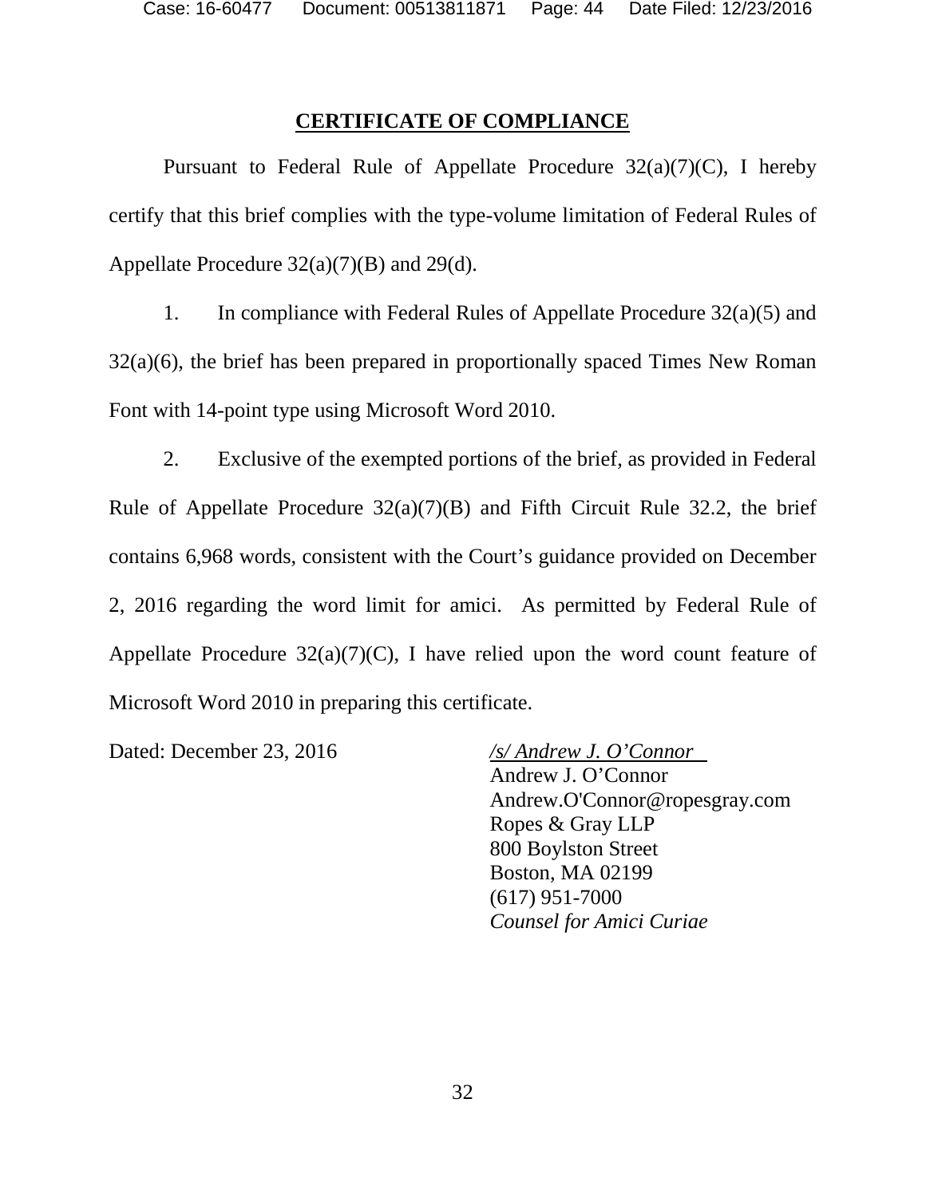## CERTIFICATE OF COMPLIANCE

Pursuant to Federal Rule of Appellate Procedure 32(a)(7)(C), I hereby certify that this brief complies with the type-volume limitation of Federal Rules of Appellate Procedure 32(a)(7)(B) and 29(d).

1. In compliance with Federal Rules of Appellate Procedure 32(a)(5) and 32(a)(6), the brief has been prepared in proportionally spaced Times New Roman Font with 14-point type using Microsoft Word 2010.

2. Exclusive of the exempted portions of the brief, as provided in Federal Rule of Appellate Procedure 32(a)(7)(B) and Fifth Circuit Rule 32.2, the brief contains 6,968 words, consistent with the Court's guidance provided on December 2, 2016 regarding the word limit for amici. As permitted by Federal Rule of Appellate Procedure 32(a)(7)(C), I have relied upon the word count feature of Microsoft Word 2010 in preparing this certificate.

Dated: December 23, 2016

*/s/ Andrew J. O'Connor*
Andrew J. O'Connor
Andrew.O'Connor@ropesgray.com
Ropes & Gray LLP
800 Boylston Street
Boston, MA 02199
(617) 951-7000
*Counsel for Amici Curiae*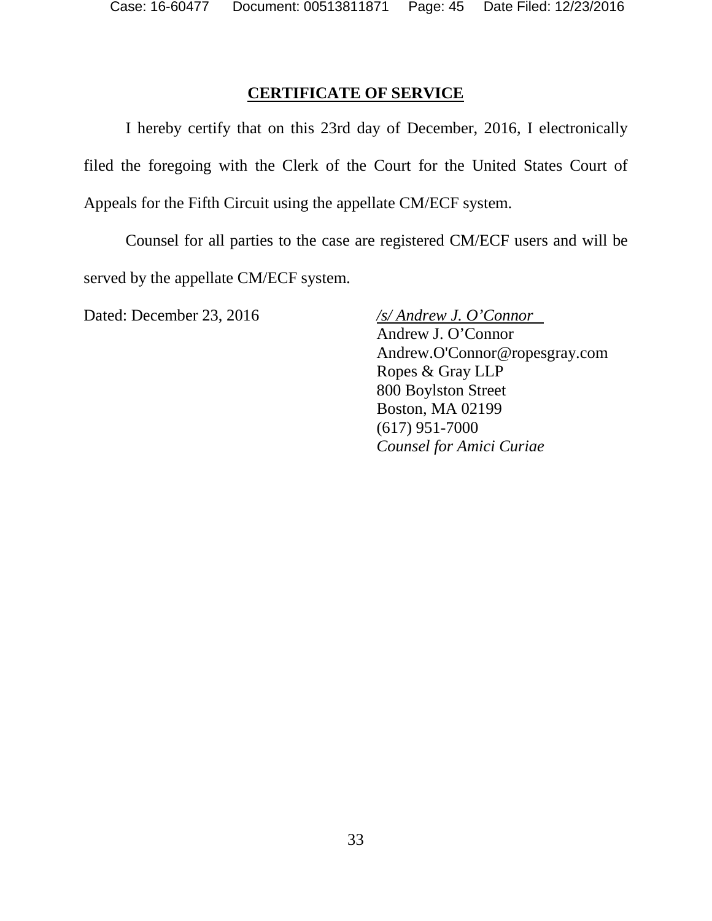## CERTIFICATE OF SERVICE

I hereby certify that on this 23rd day of December, 2016, I electronically filed the foregoing with the Clerk of the Court for the United States Court of Appeals for the Fifth Circuit using the appellate CM/ECF system.

Counsel for all parties to the case are registered CM/ECF users and will be served by the appellate CM/ECF system.

Dated: December 23, 2016

*/s/ Andrew J. O'Connor*
Andrew J. O'Connor
Andrew.O'Connor@ropesgray.com
Ropes & Gray LLP
800 Boylston Street
Boston, MA 02199
(617) 951-7000
*Counsel for Amici Curiae*